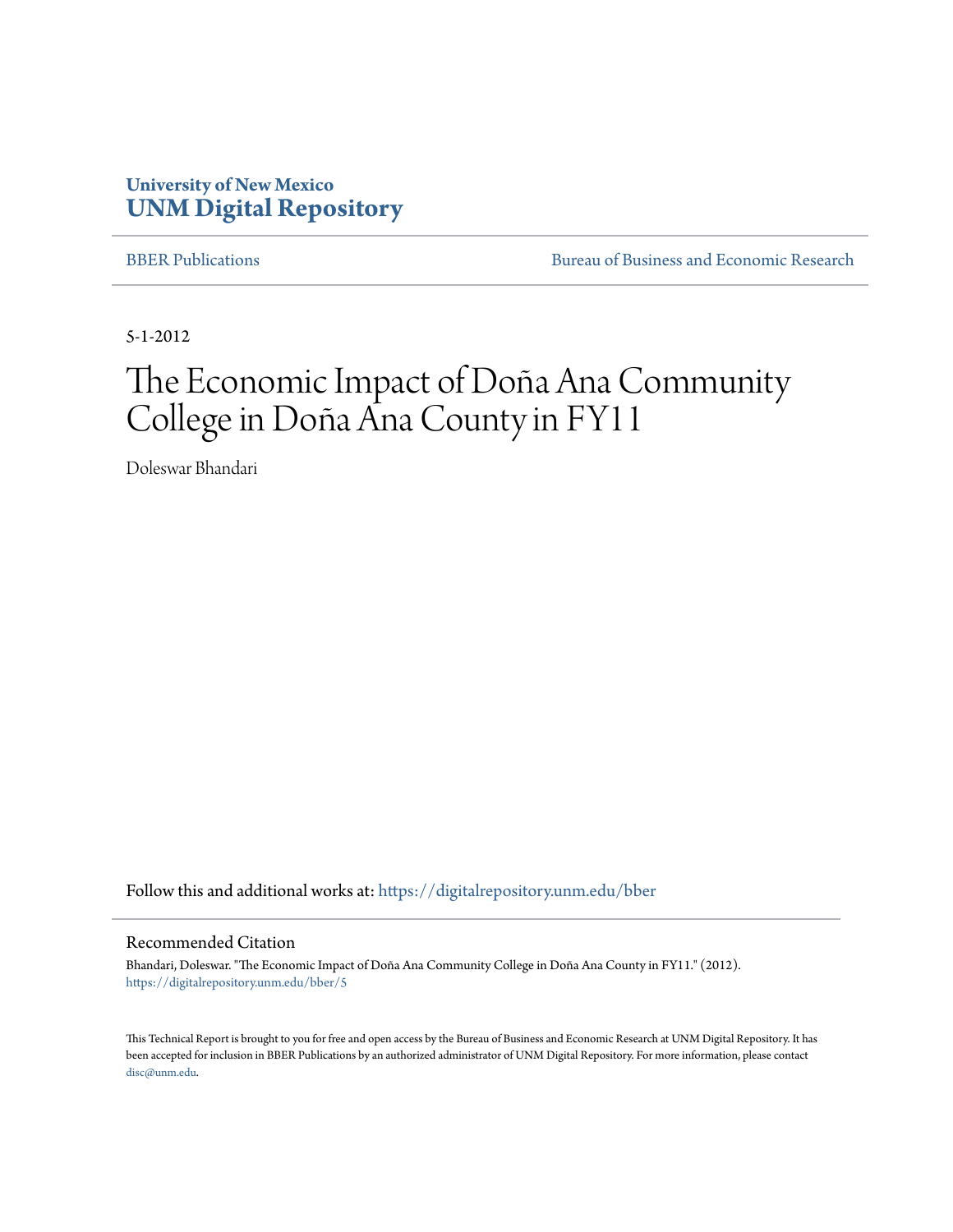University of New Mexico
**UNM Digital Repository**

BBER Publications | Bureau of Business and Economic Research

5-1-2012

# The Economic Impact of Doña Ana Community College in Doña Ana County in FY11

Doleswar Bhandari

Follow this and additional works at: https://digitalrepository.unm.edu/bber

## Recommended Citation

Bhandari, Doleswar. "The Economic Impact of Doña Ana Community College in Doña Ana County in FY11." (2012). https://digitalrepository.unm.edu/bber/5

This Technical Report is brought to you for free and open access by the Bureau of Business and Economic Research at UNM Digital Repository. It has been accepted for inclusion in BBER Publications by an authorized administrator of UNM Digital Repository. For more information, please contact disc@unm.edu.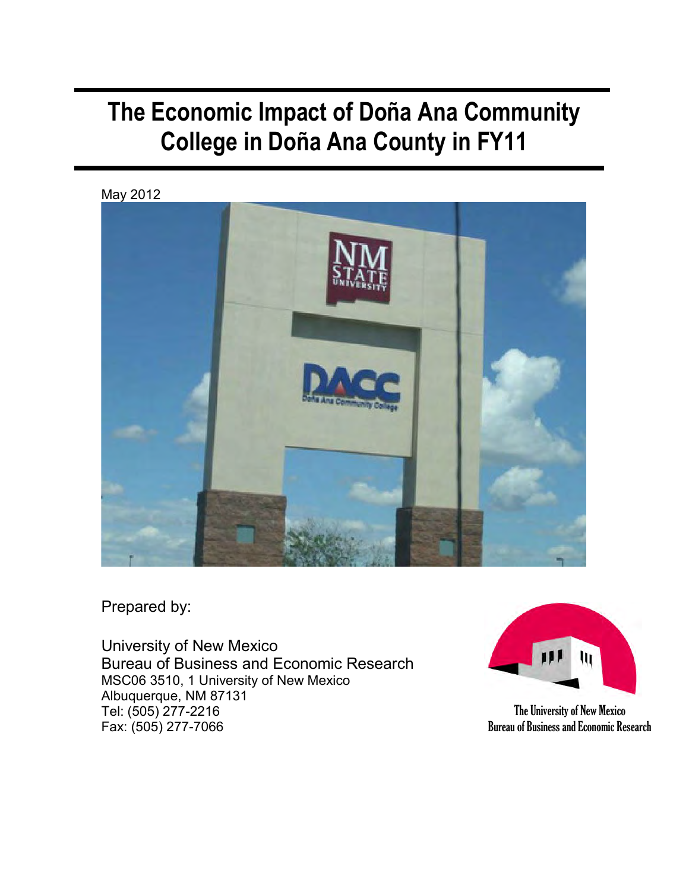# The Economic Impact of Doña Ana Community College in Doña Ana County in FY11

May 2012

Prepared by:

University of New Mexico
Bureau of Business and Economic Research
MSC06 3510, 1 University of New Mexico
Albuquerque, NM 87131
Tel: (505) 277-2216
Fax: (505) 277-7066

The University of New Mexico
Bureau of Business and Economic Research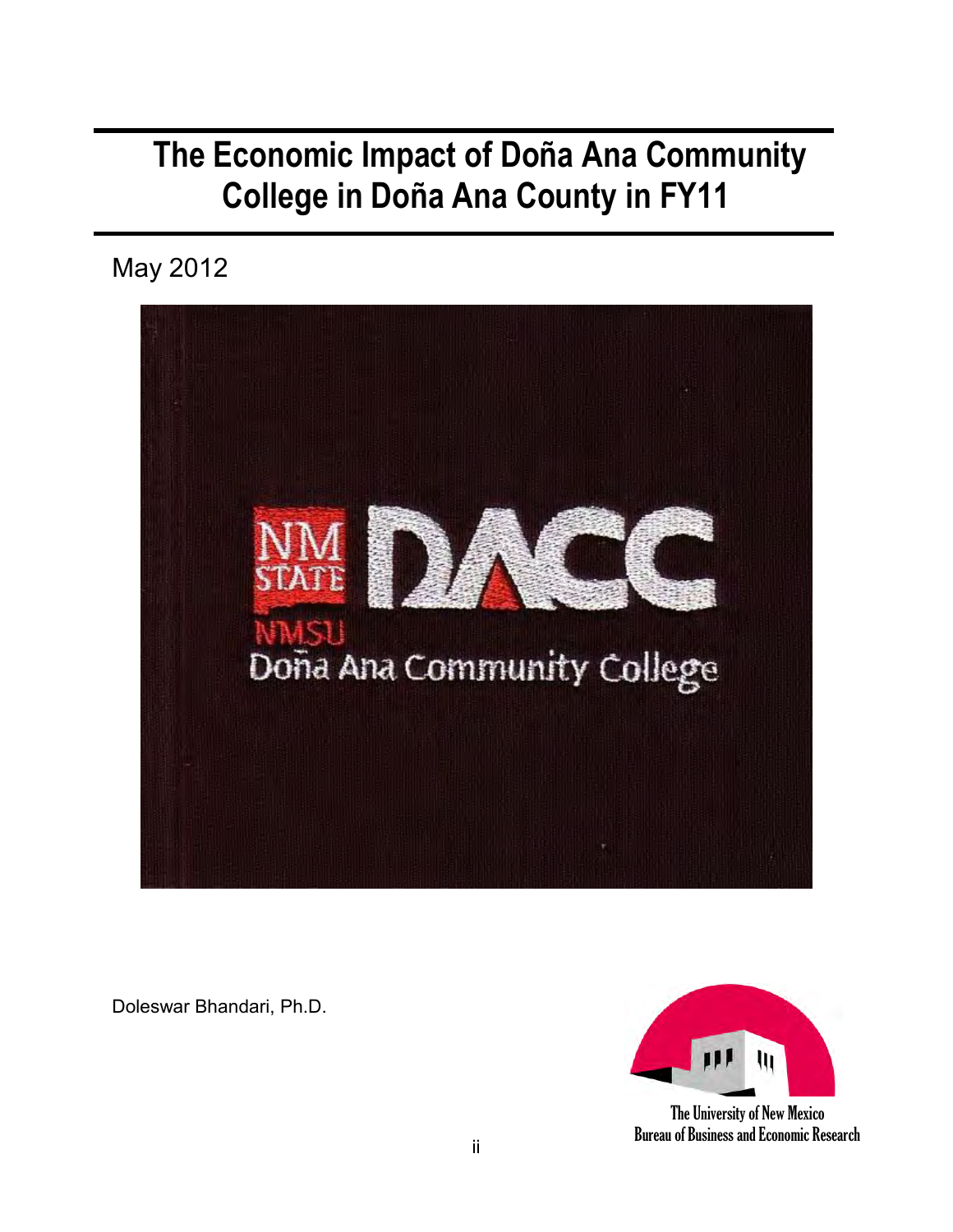# The Economic Impact of Doña Ana Community College in Doña Ana County in FY11

May 2012

Doleswar Bhandari, Ph.D.

The University of New Mexico
Bureau of Business and Economic Research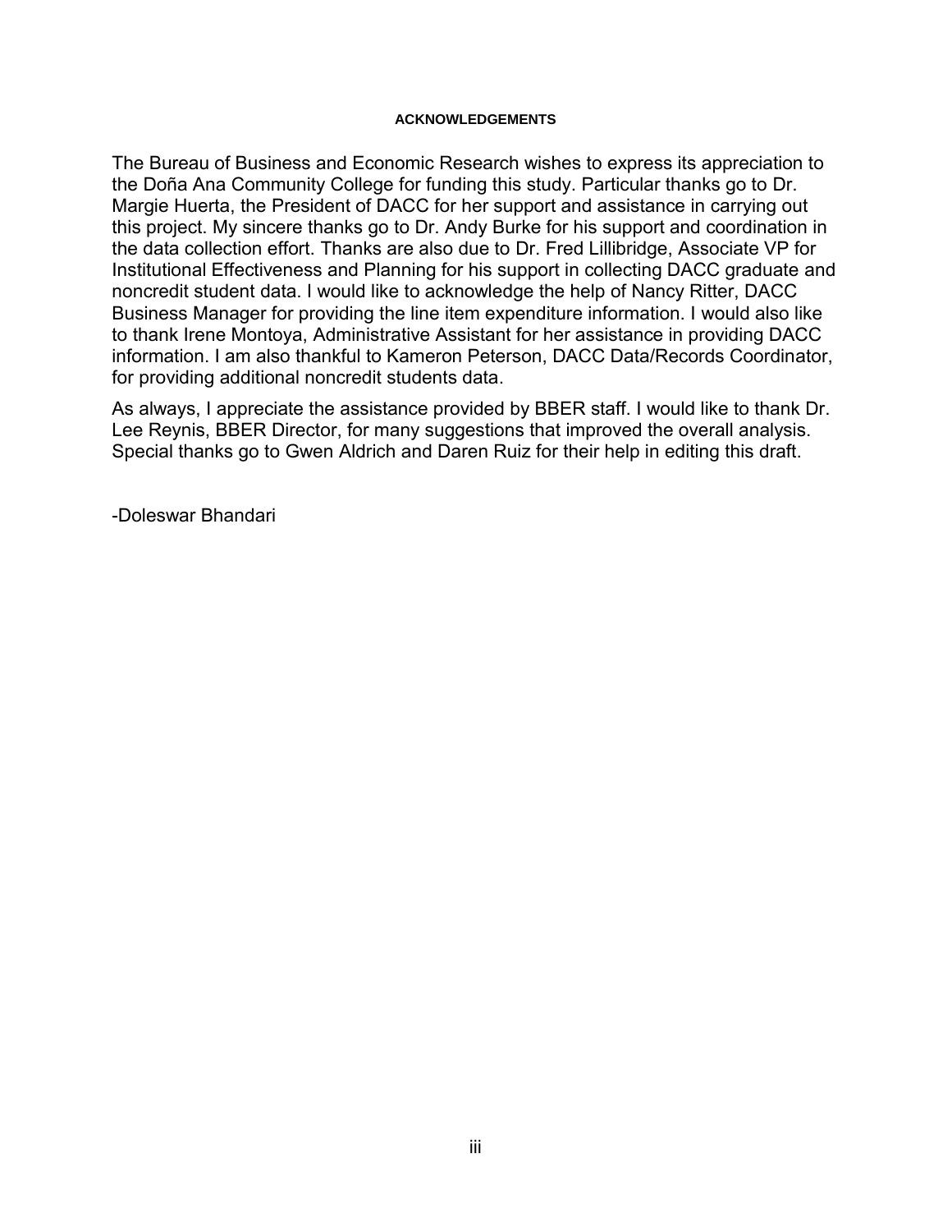# ACKNOWLEDGEMENTS

The Bureau of Business and Economic Research wishes to express its appreciation to the Doña Ana Community College for funding this study. Particular thanks go to Dr. Margie Huerta, the President of DACC for her support and assistance in carrying out this project. My sincere thanks go to Dr. Andy Burke for his support and coordination in the data collection effort. Thanks are also due to Dr. Fred Lillibridge, Associate VP for Institutional Effectiveness and Planning for his support in collecting DACC graduate and noncredit student data. I would like to acknowledge the help of Nancy Ritter, DACC Business Manager for providing the line item expenditure information. I would also like to thank Irene Montoya, Administrative Assistant for her assistance in providing DACC information. I am also thankful to Kameron Peterson, DACC Data/Records Coordinator, for providing additional noncredit students data.

As always, I appreciate the assistance provided by BBER staff. I would like to thank Dr. Lee Reynis, BBER Director, for many suggestions that improved the overall analysis. Special thanks go to Gwen Aldrich and Daren Ruiz for their help in editing this draft.

-Doleswar Bhandari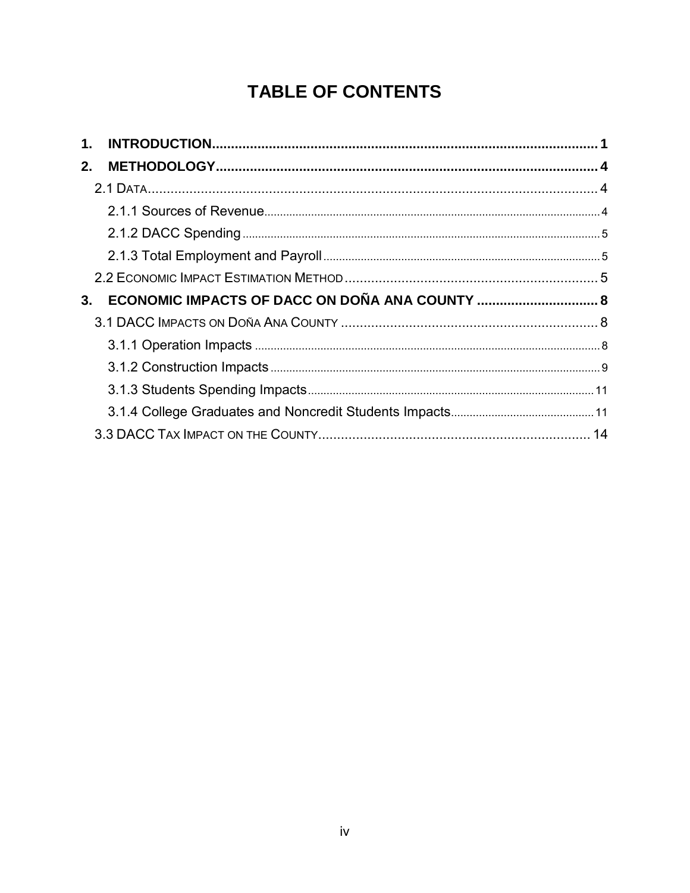# TABLE OF CONTENTS

1. **INTRODUCTION** ............ 1
2. **METHODOLOGY** ............ 4
   - 2.1 DATA ............ 4
     - 2.1.1 Sources of Revenue ............ 4
     - 2.1.2 DACC Spending ............ 5
     - 2.1.3 Total Employment and Payroll ............ 5
   - 2.2 ECONOMIC IMPACT ESTIMATION METHOD ............ 5
3. **ECONOMIC IMPACTS OF DACC ON DOÑA ANA COUNTY** ............ 8
   - 3.1 DACC IMPACTS ON DOÑA ANA COUNTY ............ 8
     - 3.1.1 Operation Impacts ............ 8
     - 3.1.2 Construction Impacts ............ 9
     - 3.1.3 Students Spending Impacts ............ 11
     - 3.1.4 College Graduates and Noncredit Students Impacts ............ 11
   - 3.3 DACC TAX IMPACT ON THE COUNTY ............ 14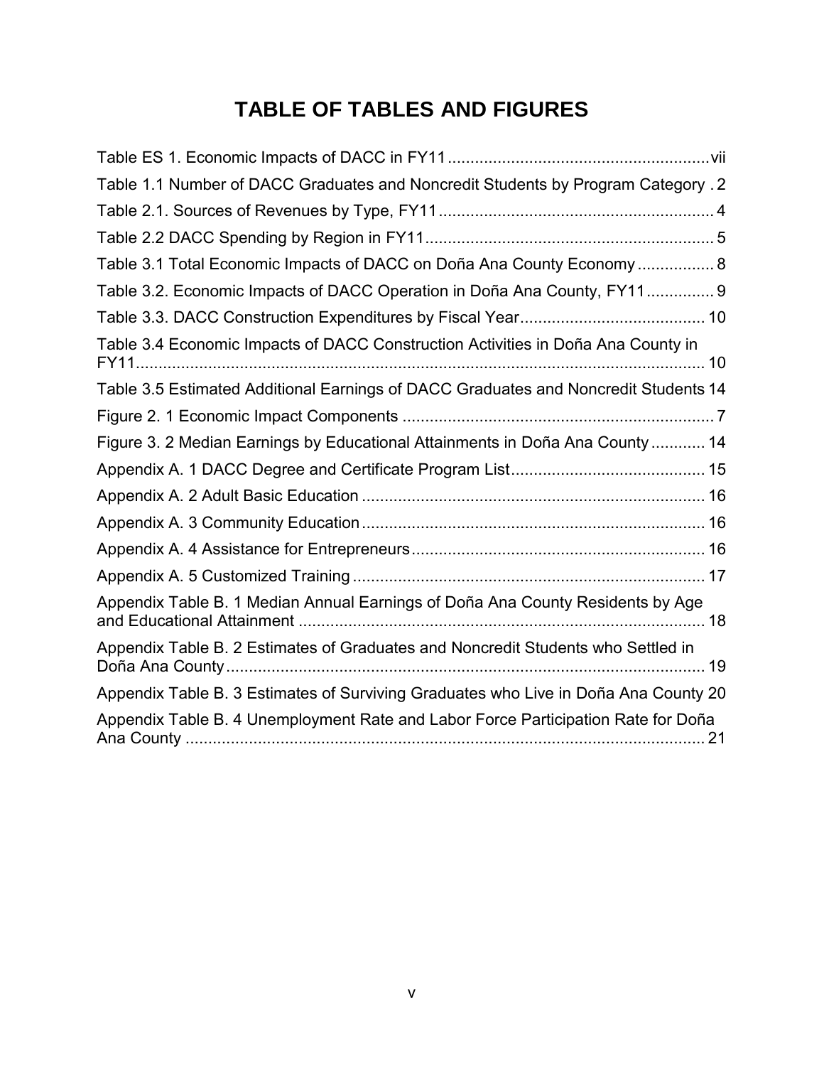# TABLE OF TABLES AND FIGURES

Table ES 1. Economic Impacts of DACC in FY11 .......................................................... vii

Table 1.1 Number of DACC Graduates and Noncredit Students by Program Category . 2

Table 2.1. Sources of Revenues by Type, FY11 ............................................................. 4

Table 2.2 DACC Spending by Region in FY11 ................................................................ 5

Table 3.1 Total Economic Impacts of DACC on Doña Ana County Economy ................. 8

Table 3.2. Economic Impacts of DACC Operation in Doña Ana County, FY11 ............... 9

Table 3.3. DACC Construction Expenditures by Fiscal Year ......................................... 10

Table 3.4 Economic Impacts of DACC Construction Activities in Doña Ana County in FY11 ............................................................................................................... 10

Table 3.5 Estimated Additional Earnings of DACC Graduates and Noncredit Students 14

Figure 2. 1 Economic Impact Components ..................................................................... 7

Figure 3. 2 Median Earnings by Educational Attainments in Doña Ana County ............ 14

Appendix A. 1 DACC Degree and Certificate Program List ........................................... 15

Appendix A. 2 Adult Basic Education ............................................................................ 16

Appendix A. 3 Community Education ............................................................................ 16

Appendix A. 4 Assistance for Entrepreneurs ................................................................. 16

Appendix A. 5 Customized Training .............................................................................. 17

Appendix Table B. 1 Median Annual Earnings of Doña Ana County Residents by Age and Educational Attainment .......................................................................................... 18

Appendix Table B. 2 Estimates of Graduates and Noncredit Students who Settled in Doña Ana County ......................................................................................................... 19

Appendix Table B. 3 Estimates of Surviving Graduates who Live in Doña Ana County 20

Appendix Table B. 4 Unemployment Rate and Labor Force Participation Rate for Doña Ana County .................................................................................................................... 21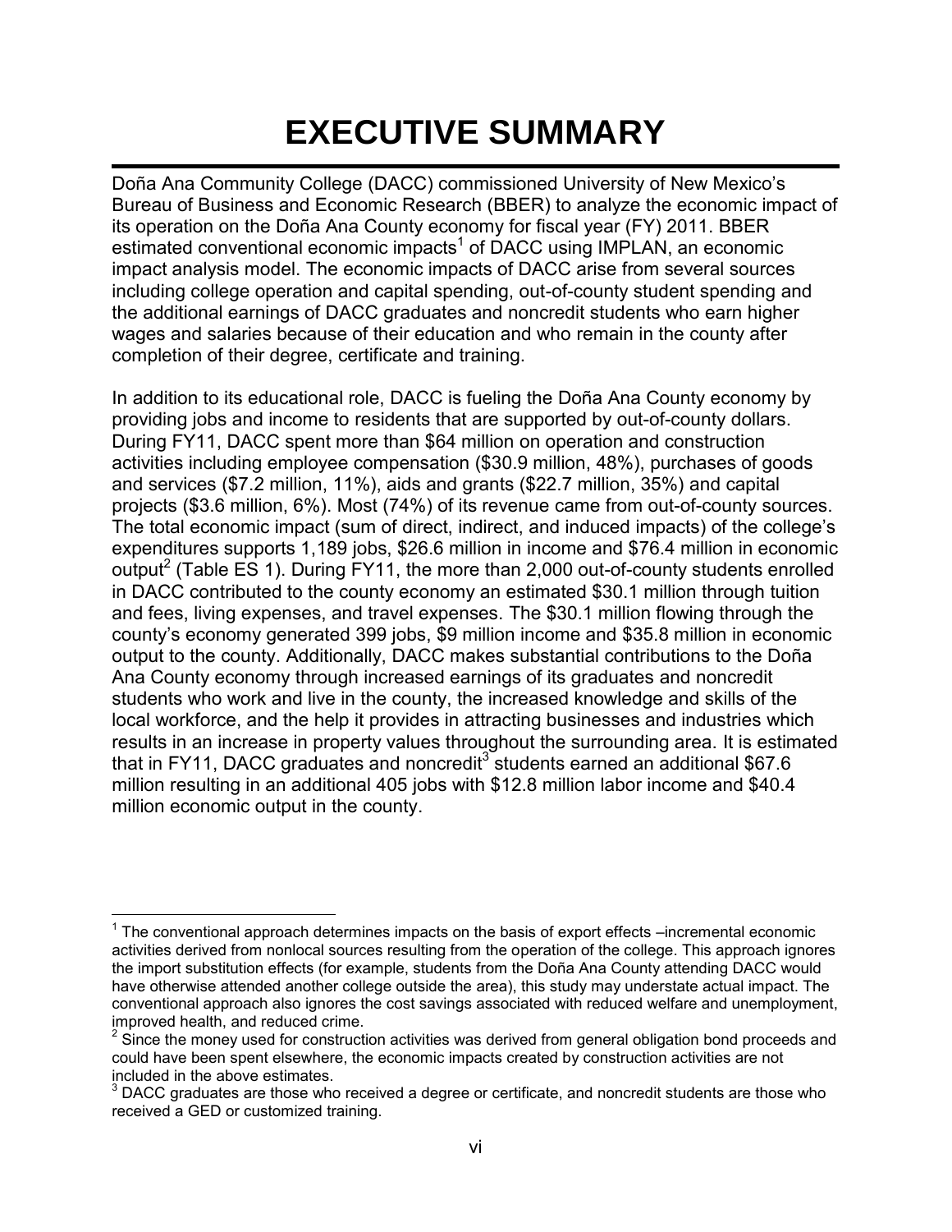# EXECUTIVE SUMMARY

Doña Ana Community College (DACC) commissioned University of New Mexico's Bureau of Business and Economic Research (BBER) to analyze the economic impact of its operation on the Doña Ana County economy for fiscal year (FY) 2011. BBER estimated conventional economic impacts[1] of DACC using IMPLAN, an economic impact analysis model. The economic impacts of DACC arise from several sources including college operation and capital spending, out-of-county student spending and the additional earnings of DACC graduates and noncredit students who earn higher wages and salaries because of their education and who remain in the county after completion of their degree, certificate and training.

In addition to its educational role, DACC is fueling the Doña Ana County economy by providing jobs and income to residents that are supported by out-of-county dollars. During FY11, DACC spent more than $64 million on operation and construction activities including employee compensation ($30.9 million, 48%), purchases of goods and services ($7.2 million, 11%), aids and grants ($22.7 million, 35%) and capital projects ($3.6 million, 6%). Most (74%) of its revenue came from out-of-county sources. The total economic impact (sum of direct, indirect, and induced impacts) of the college's expenditures supports 1,189 jobs, $26.6 million in income and $76.4 million in economic output[2] (Table ES 1). During FY11, the more than 2,000 out-of-county students enrolled in DACC contributed to the county economy an estimated $30.1 million through tuition and fees, living expenses, and travel expenses. The $30.1 million flowing through the county's economy generated 399 jobs, $9 million income and $35.8 million in economic output to the county. Additionally, DACC makes substantial contributions to the Doña Ana County economy through increased earnings of its graduates and noncredit students who work and live in the county, the increased knowledge and skills of the local workforce, and the help it provides in attracting businesses and industries which results in an increase in property values throughout the surrounding area. It is estimated that in FY11, DACC graduates and noncredit[3] students earned an additional $67.6 million resulting in an additional 405 jobs with $12.8 million labor income and $40.4 million economic output in the county.

---

[1] The conventional approach determines impacts on the basis of export effects –incremental economic activities derived from nonlocal sources resulting from the operation of the college. This approach ignores the import substitution effects (for example, students from the Doña Ana County attending DACC would have otherwise attended another college outside the area), this study may understate actual impact. The conventional approach also ignores the cost savings associated with reduced welfare and unemployment, improved health, and reduced crime.

[2] Since the money used for construction activities was derived from general obligation bond proceeds and could have been spent elsewhere, the economic impacts created by construction activities are not included in the above estimates.

[3] DACC graduates are those who received a degree or certificate, and noncredit students are those who received a GED or customized training.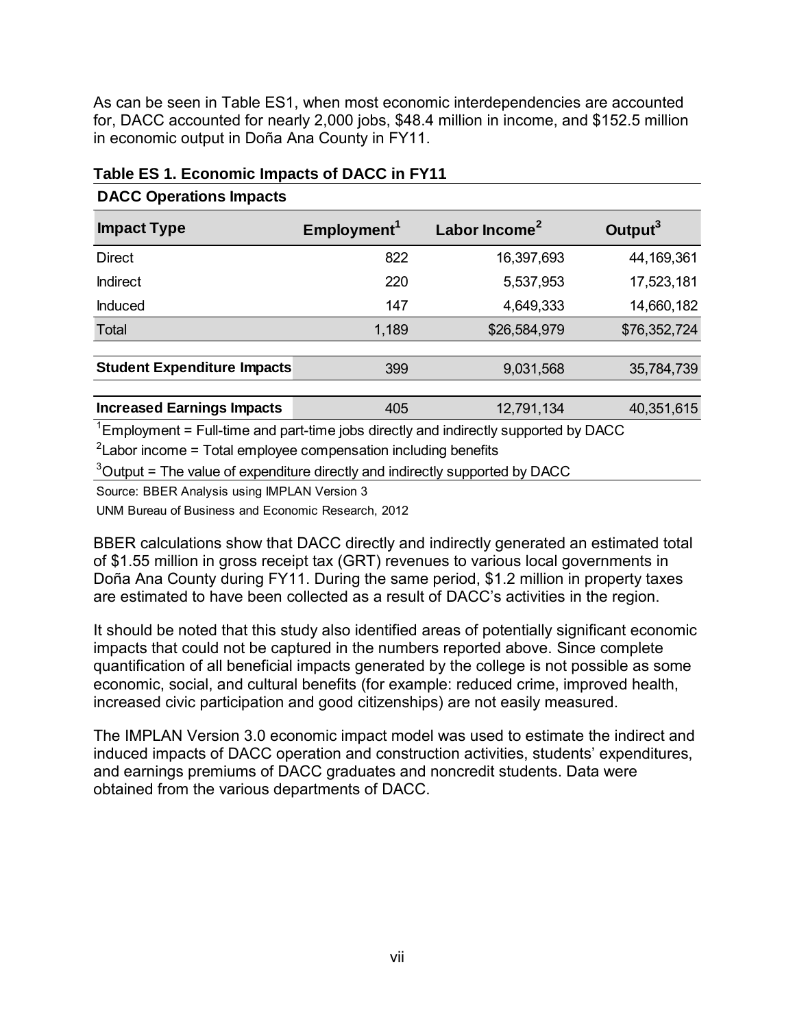As can be seen in Table ES1, when most economic interdependencies are accounted for, DACC accounted for nearly 2,000 jobs, $48.4 million in income, and $152.5 million in economic output in Doña Ana County in FY11.

**Table ES 1. Economic Impacts of DACC in FY11**

| **DACC Operations Impacts** | | | |
|---|---|---|---|
| **Impact Type** | **Employment**[1] | **Labor Income**[2] | **Output**[3] |
| Direct | 822 | 16,397,693 | 44,169,361 |
| Indirect | 220 | 5,537,953 | 17,523,181 |
| Induced | 147 | 4,649,333 | 14,660,182 |
| Total | 1,189 | $26,584,979 | $76,352,724 |
| **Student Expenditure Impacts** | 399 | 9,031,568 | 35,784,739 |
| **Increased Earnings Impacts** | 405 | 12,791,134 | 40,351,615 |

[1]Employment = Full-time and part-time jobs directly and indirectly supported by DACC

[2]Labor income = Total employee compensation including benefits

[3]Output = The value of expenditure directly and indirectly supported by DACC

Source: BBER Analysis using IMPLAN Version 3

UNM Bureau of Business and Economic Research, 2012

BBER calculations show that DACC directly and indirectly generated an estimated total of $1.55 million in gross receipt tax (GRT) revenues to various local governments in Doña Ana County during FY11. During the same period, $1.2 million in property taxes are estimated to have been collected as a result of DACC's activities in the region.

It should be noted that this study also identified areas of potentially significant economic impacts that could not be captured in the numbers reported above. Since complete quantification of all beneficial impacts generated by the college is not possible as some economic, social, and cultural benefits (for example: reduced crime, improved health, increased civic participation and good citizenships) are not easily measured.

The IMPLAN Version 3.0 economic impact model was used to estimate the indirect and induced impacts of DACC operation and construction activities, students' expenditures, and earnings premiums of DACC graduates and noncredit students. Data were obtained from the various departments of DACC.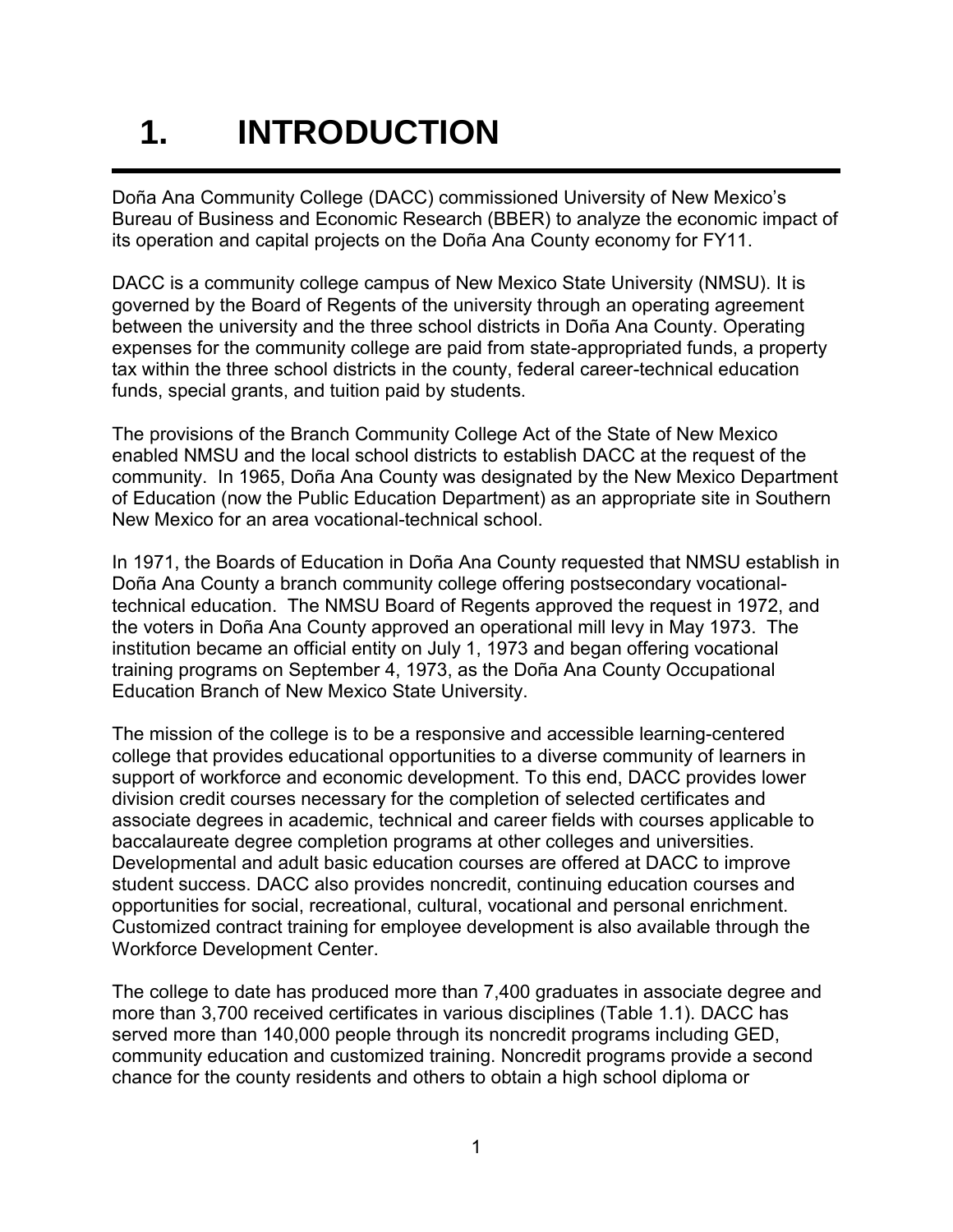# 1. INTRODUCTION

Doña Ana Community College (DACC) commissioned University of New Mexico's Bureau of Business and Economic Research (BBER) to analyze the economic impact of its operation and capital projects on the Doña Ana County economy for FY11.

DACC is a community college campus of New Mexico State University (NMSU). It is governed by the Board of Regents of the university through an operating agreement between the university and the three school districts in Doña Ana County. Operating expenses for the community college are paid from state-appropriated funds, a property tax within the three school districts in the county, federal career-technical education funds, special grants, and tuition paid by students.

The provisions of the Branch Community College Act of the State of New Mexico enabled NMSU and the local school districts to establish DACC at the request of the community. In 1965, Doña Ana County was designated by the New Mexico Department of Education (now the Public Education Department) as an appropriate site in Southern New Mexico for an area vocational-technical school.

In 1971, the Boards of Education in Doña Ana County requested that NMSU establish in Doña Ana County a branch community college offering postsecondary vocational-technical education. The NMSU Board of Regents approved the request in 1972, and the voters in Doña Ana County approved an operational mill levy in May 1973. The institution became an official entity on July 1, 1973 and began offering vocational training programs on September 4, 1973, as the Doña Ana County Occupational Education Branch of New Mexico State University.

The mission of the college is to be a responsive and accessible learning-centered college that provides educational opportunities to a diverse community of learners in support of workforce and economic development. To this end, DACC provides lower division credit courses necessary for the completion of selected certificates and associate degrees in academic, technical and career fields with courses applicable to baccalaureate degree completion programs at other colleges and universities. Developmental and adult basic education courses are offered at DACC to improve student success. DACC also provides noncredit, continuing education courses and opportunities for social, recreational, cultural, vocational and personal enrichment. Customized contract training for employee development is also available through the Workforce Development Center.

The college to date has produced more than 7,400 graduates in associate degree and more than 3,700 received certificates in various disciplines (Table 1.1). DACC has served more than 140,000 people through its noncredit programs including GED, community education and customized training. Noncredit programs provide a second chance for the county residents and others to obtain a high school diploma or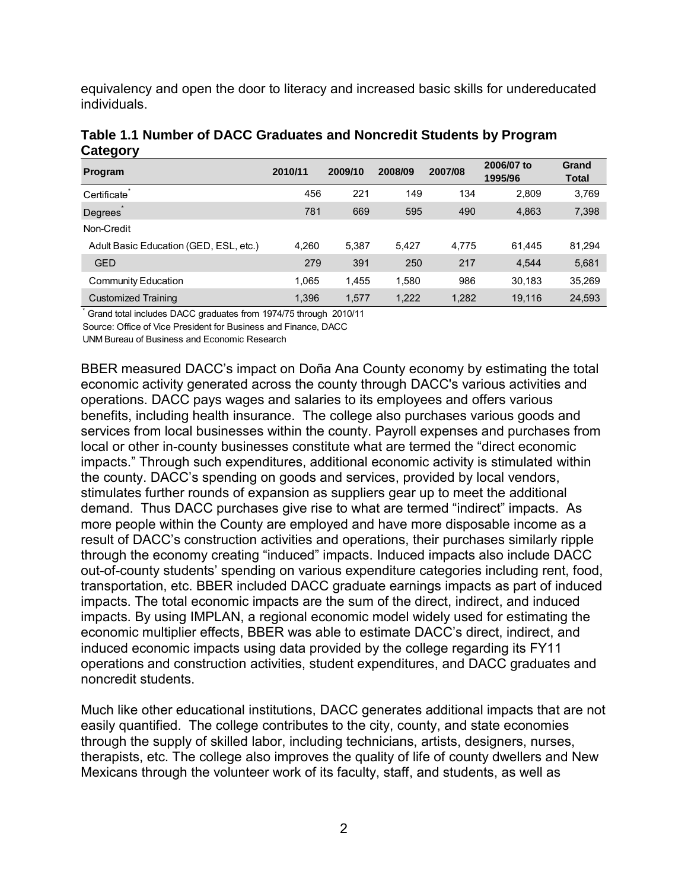equivalency and open the door to literacy and increased basic skills for undereducated individuals.

**Table 1.1 Number of DACC Graduates and Noncredit Students by Program Category**

| Program | 2010/11 | 2009/10 | 2008/09 | 2007/08 | 2006/07 to 1995/96 | Grand Total |
|---|---|---|---|---|---|---|
| Certificate* | 456 | 221 | 149 | 134 | 2,809 | 3,769 |
| Degrees* | 781 | 669 | 595 | 490 | 4,863 | 7,398 |
| Non-Credit | | | | | | |
| Adult Basic Education (GED, ESL, etc.) | 4,260 | 5,387 | 5,427 | 4,775 | 61,445 | 81,294 |
| GED | 279 | 391 | 250 | 217 | 4,544 | 5,681 |
| Community Education | 1,065 | 1,455 | 1,580 | 986 | 30,183 | 35,269 |
| Customized Training | 1,396 | 1,577 | 1,222 | 1,282 | 19,116 | 24,593 |

* Grand total includes DACC graduates from 1974/75 through 2010/11

Source: Office of Vice President for Business and Finance, DACC

UNM Bureau of Business and Economic Research

BBER measured DACC's impact on Doña Ana County economy by estimating the total economic activity generated across the county through DACC's various activities and operations. DACC pays wages and salaries to its employees and offers various benefits, including health insurance. The college also purchases various goods and services from local businesses within the county. Payroll expenses and purchases from local or other in-county businesses constitute what are termed the "direct economic impacts." Through such expenditures, additional economic activity is stimulated within the county. DACC's spending on goods and services, provided by local vendors, stimulates further rounds of expansion as suppliers gear up to meet the additional demand. Thus DACC purchases give rise to what are termed "indirect" impacts. As more people within the County are employed and have more disposable income as a result of DACC's construction activities and operations, their purchases similarly ripple through the economy creating "induced" impacts. Induced impacts also include DACC out-of-county students' spending on various expenditure categories including rent, food, transportation, etc. BBER included DACC graduate earnings impacts as part of induced impacts. The total economic impacts are the sum of the direct, indirect, and induced impacts. By using IMPLAN, a regional economic model widely used for estimating the economic multiplier effects, BBER was able to estimate DACC's direct, indirect, and induced economic impacts using data provided by the college regarding its FY11 operations and construction activities, student expenditures, and DACC graduates and noncredit students.

Much like other educational institutions, DACC generates additional impacts that are not easily quantified. The college contributes to the city, county, and state economies through the supply of skilled labor, including technicians, artists, designers, nurses, therapists, etc. The college also improves the quality of life of county dwellers and New Mexicans through the volunteer work of its faculty, staff, and students, as well as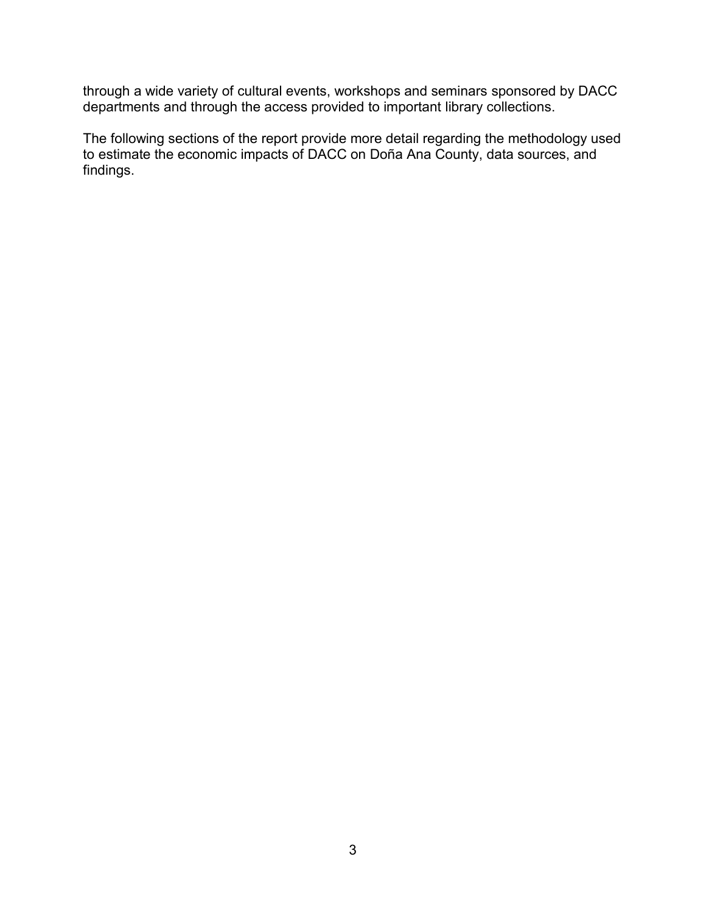through a wide variety of cultural events, workshops and seminars sponsored by DACC departments and through the access provided to important library collections.

The following sections of the report provide more detail regarding the methodology used to estimate the economic impacts of DACC on Doña Ana County, data sources, and findings.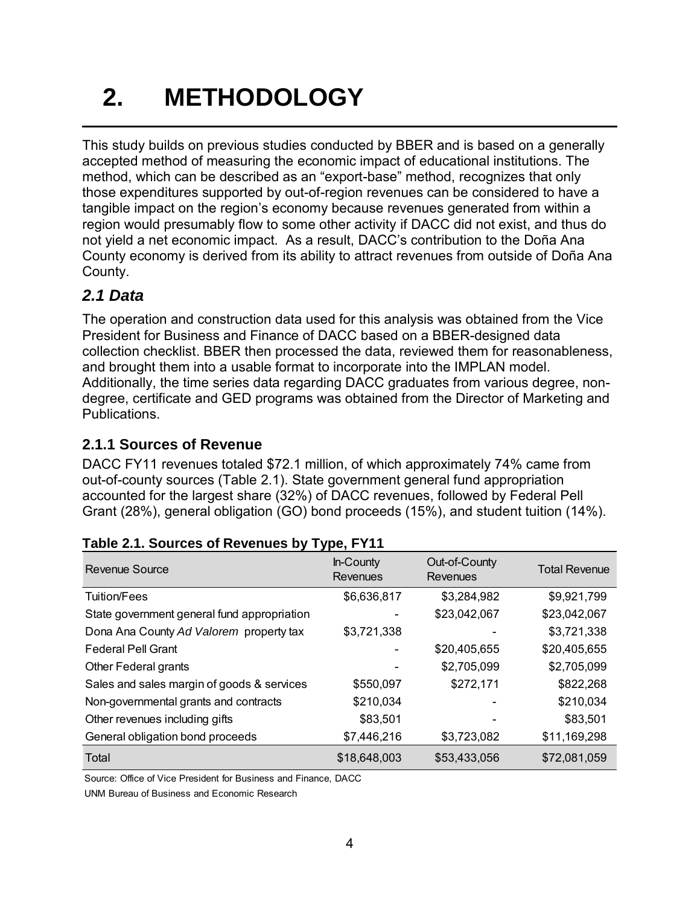# 2. METHODOLOGY

This study builds on previous studies conducted by BBER and is based on a generally accepted method of measuring the economic impact of educational institutions. The method, which can be described as an "export-base" method, recognizes that only those expenditures supported by out-of-region revenues can be considered to have a tangible impact on the region's economy because revenues generated from within a region would presumably flow to some other activity if DACC did not exist, and thus do not yield a net economic impact. As a result, DACC's contribution to the Doña Ana County economy is derived from its ability to attract revenues from outside of Doña Ana County.

## *2.1 Data*

The operation and construction data used for this analysis was obtained from the Vice President for Business and Finance of DACC based on a BBER-designed data collection checklist. BBER then processed the data, reviewed them for reasonableness, and brought them into a usable format to incorporate into the IMPLAN model. Additionally, the time series data regarding DACC graduates from various degree, non-degree, certificate and GED programs was obtained from the Director of Marketing and Publications.

### 2.1.1 Sources of Revenue

DACC FY11 revenues totaled $72.1 million, of which approximately 74% came from out-of-county sources (Table 2.1). State government general fund appropriation accounted for the largest share (32%) of DACC revenues, followed by Federal Pell Grant (28%), general obligation (GO) bond proceeds (15%), and student tuition (14%).

**Table 2.1. Sources of Revenues by Type, FY11**

| Revenue Source | In-County Revenues | Out-of-County Revenues | Total Revenue |
|---|---|---|---|
| Tuition/Fees | $6,636,817 | $3,284,982 | $9,921,799 |
| State government general fund appropriation | - | $23,042,067 | $23,042,067 |
| Dona Ana County *Ad Valorem* property tax | $3,721,338 | - | $3,721,338 |
| Federal Pell Grant | - | $20,405,655 | $20,405,655 |
| Other Federal grants | - | $2,705,099 | $2,705,099 |
| Sales and sales margin of goods & services | $550,097 | $272,171 | $822,268 |
| Non-governmental grants and contracts | $210,034 | - | $210,034 |
| Other revenues including gifts | $83,501 | - | $83,501 |
| General obligation bond proceeds | $7,446,216 | $3,723,082 | $11,169,298 |
| Total | $18,648,003 | $53,433,056 | $72,081,059 |

Source: Office of Vice President for Business and Finance, DACC

UNM Bureau of Business and Economic Research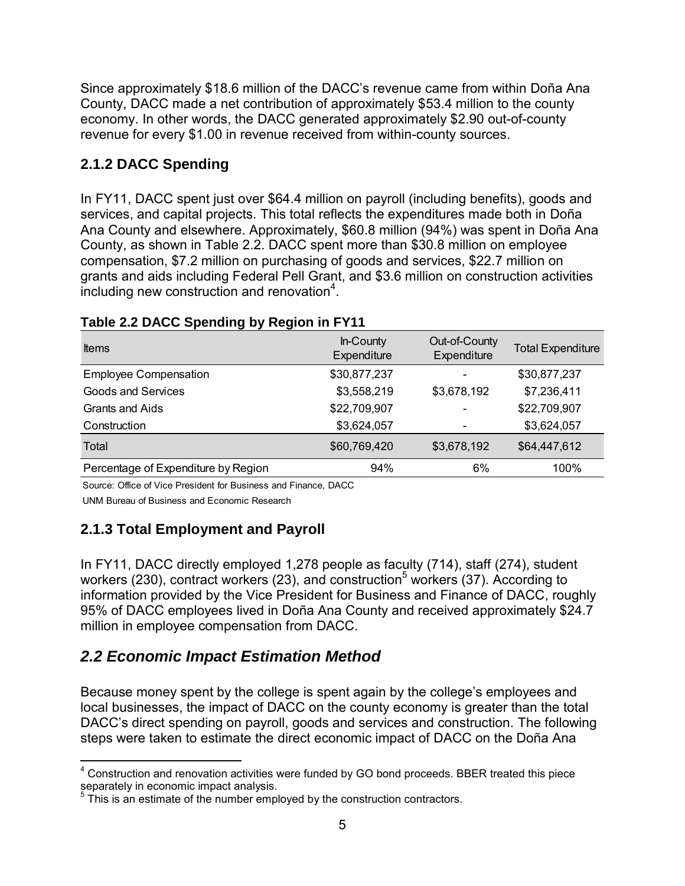Since approximately $18.6 million of the DACC's revenue came from within Doña Ana County, DACC made a net contribution of approximately $53.4 million to the county economy. In other words, the DACC generated approximately $2.90 out-of-county revenue for every $1.00 in revenue received from within-county sources.

### 2.1.2 DACC Spending

In FY11, DACC spent just over $64.4 million on payroll (including benefits), goods and services, and capital projects. This total reflects the expenditures made both in Doña Ana County and elsewhere. Approximately, $60.8 million (94%) was spent in Doña Ana County, as shown in Table 2.2. DACC spent more than $30.8 million on employee compensation, $7.2 million on purchasing of goods and services, $22.7 million on grants and aids including Federal Pell Grant, and $3.6 million on construction activities including new construction and renovation[4].

**Table 2.2 DACC Spending by Region in FY11**

| Items | In-County Expenditure | Out-of-County Expenditure | Total Expenditure |
|---|---|---|---|
| Employee Compensation | $30,877,237 | - | $30,877,237 |
| Goods and Services | $3,558,219 | $3,678,192 | $7,236,411 |
| Grants and Aids | $22,709,907 | - | $22,709,907 |
| Construction | $3,624,057 | - | $3,624,057 |
| Total | $60,769,420 | $3,678,192 | $64,447,612 |
| Percentage of Expenditure by Region | 94% | 6% | 100% |

Source: Office of Vice President for Business and Finance, DACC

UNM Bureau of Business and Economic Research

### 2.1.3 Total Employment and Payroll

In FY11, DACC directly employed 1,278 people as faculty (714), staff (274), student workers (230), contract workers (23), and construction[5] workers (37). According to information provided by the Vice President for Business and Finance of DACC, roughly 95% of DACC employees lived in Doña Ana County and received approximately $24.7 million in employee compensation from DACC.

## *2.2 Economic Impact Estimation Method*

Because money spent by the college is spent again by the college's employees and local businesses, the impact of DACC on the county economy is greater than the total DACC's direct spending on payroll, goods and services and construction. The following steps were taken to estimate the direct economic impact of DACC on the Doña Ana

---

[4] Construction and renovation activities were funded by GO bond proceeds. BBER treated this piece separately in economic impact analysis.

[5] This is an estimate of the number employed by the construction contractors.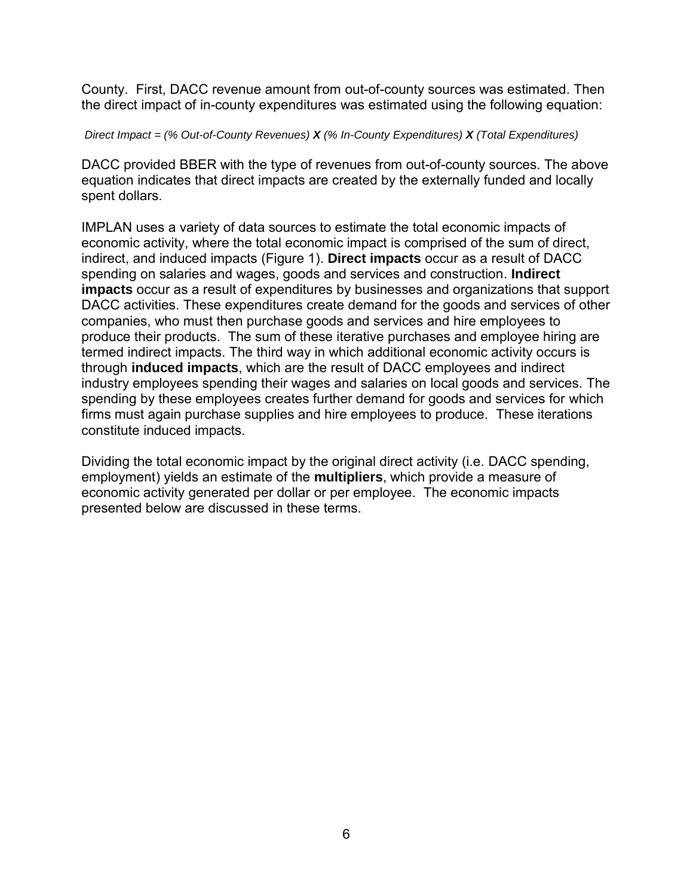County. First, DACC revenue amount from out-of-county sources was estimated. Then the direct impact of in-county expenditures was estimated using the following equation:

*Direct Impact = (% Out-of-County Revenues)* ***X*** *(% In-County Expenditures)* ***X*** *(Total Expenditures)*

DACC provided BBER with the type of revenues from out-of-county sources. The above equation indicates that direct impacts are created by the externally funded and locally spent dollars.

IMPLAN uses a variety of data sources to estimate the total economic impacts of economic activity, where the total economic impact is comprised of the sum of direct, indirect, and induced impacts (Figure 1). **Direct impacts** occur as a result of DACC spending on salaries and wages, goods and services and construction. **Indirect impacts** occur as a result of expenditures by businesses and organizations that support DACC activities. These expenditures create demand for the goods and services of other companies, who must then purchase goods and services and hire employees to produce their products. The sum of these iterative purchases and employee hiring are termed indirect impacts. The third way in which additional economic activity occurs is through **induced impacts**, which are the result of DACC employees and indirect industry employees spending their wages and salaries on local goods and services. The spending by these employees creates further demand for goods and services for which firms must again purchase supplies and hire employees to produce. These iterations constitute induced impacts.

Dividing the total economic impact by the original direct activity (i.e. DACC spending, employment) yields an estimate of the **multipliers**, which provide a measure of economic activity generated per dollar or per employee. The economic impacts presented below are discussed in these terms.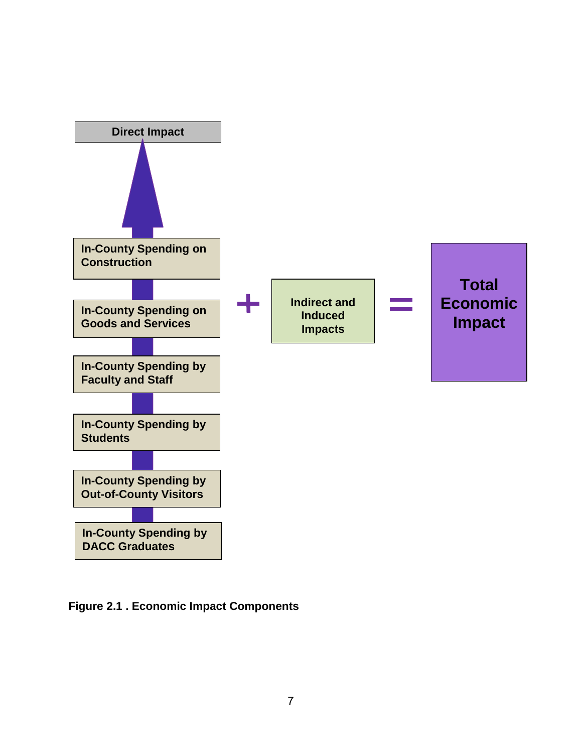Direct Impact

In-County Spending on Construction

In-County Spending on Goods and Services

In-County Spending by Faculty and Staff

In-County Spending by Students

In-County Spending by Out-of-County Visitors

In-County Spending by DACC Graduates

+

Indirect and Induced Impacts

=

Total Economic Impact

**Figure 2.1 . Economic Impact Components**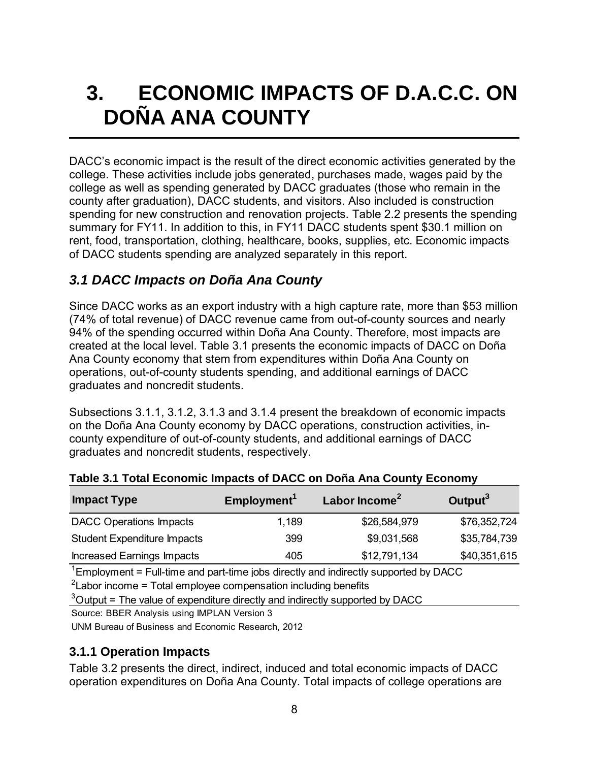# 3. ECONOMIC IMPACTS OF D.A.C.C. ON DOÑA ANA COUNTY

DACC's economic impact is the result of the direct economic activities generated by the college. These activities include jobs generated, purchases made, wages paid by the college as well as spending generated by DACC graduates (those who remain in the county after graduation), DACC students, and visitors. Also included is construction spending for new construction and renovation projects. Table 2.2 presents the spending summary for FY11. In addition to this, in FY11 DACC students spent $30.1 million on rent, food, transportation, clothing, healthcare, books, supplies, etc. Economic impacts of DACC students spending are analyzed separately in this report.

## *3.1 DACC Impacts on Doña Ana County*

Since DACC works as an export industry with a high capture rate, more than $53 million (74% of total revenue) of DACC revenue came from out-of-county sources and nearly 94% of the spending occurred within Doña Ana County. Therefore, most impacts are created at the local level. Table 3.1 presents the economic impacts of DACC on Doña Ana County economy that stem from expenditures within Doña Ana County on operations, out-of-county students spending, and additional earnings of DACC graduates and noncredit students.

Subsections 3.1.1, 3.1.2, 3.1.3 and 3.1.4 present the breakdown of economic impacts on the Doña Ana County economy by DACC operations, construction activities, in-county expenditure of out-of-county students, and additional earnings of DACC graduates and noncredit students, respectively.

**Table 3.1 Total Economic Impacts of DACC on Doña Ana County Economy**

| Impact Type | Employment[1] | Labor Income[2] | Output[3] |
|---|---|---|---|
| DACC Operations Impacts | 1,189 | $26,584,979 | $76,352,724 |
| Student Expenditure Impacts | 399 | $9,031,568 | $35,784,739 |
| Increased Earnings Impacts | 405 | $12,791,134 | $40,351,615 |

[1]Employment = Full-time and part-time jobs directly and indirectly supported by DACC

[2]Labor income = Total employee compensation including benefits

[3]Output = The value of expenditure directly and indirectly supported by DACC

Source: BBER Analysis using IMPLAN Version 3

UNM Bureau of Business and Economic Research, 2012

### 3.1.1 Operation Impacts

Table 3.2 presents the direct, indirect, induced and total economic impacts of DACC operation expenditures on Doña Ana County. Total impacts of college operations are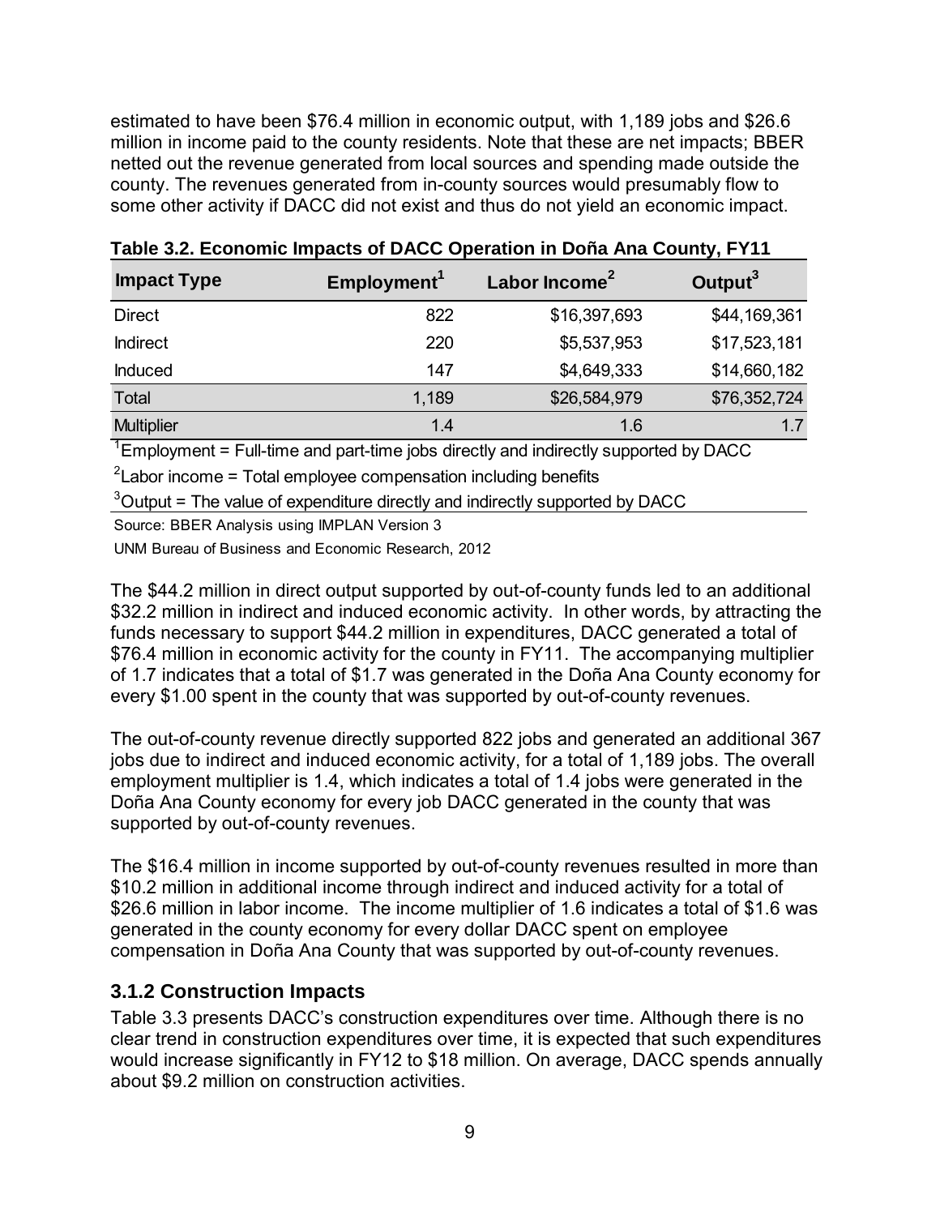estimated to have been $76.4 million in economic output, with 1,189 jobs and $26.6 million in income paid to the county residents. Note that these are net impacts; BBER netted out the revenue generated from local sources and spending made outside the county. The revenues generated from in-county sources would presumably flow to some other activity if DACC did not exist and thus do not yield an economic impact.

**Table 3.2. Economic Impacts of DACC Operation in Doña Ana County, FY11**

| Impact Type | Employment[1] | Labor Income[2] | Output[3] |
|---|---|---|---|
| Direct | 822 | $16,397,693 | $44,169,361 |
| Indirect | 220 | $5,537,953 | $17,523,181 |
| Induced | 147 | $4,649,333 | $14,660,182 |
| Total | 1,189 | $26,584,979 | $76,352,724 |
| Multiplier | 1.4 | 1.6 | 1.7 |

[1]Employment = Full-time and part-time jobs directly and indirectly supported by DACC

[2]Labor income = Total employee compensation including benefits

[3]Output = The value of expenditure directly and indirectly supported by DACC

Source: BBER Analysis using IMPLAN Version 3

UNM Bureau of Business and Economic Research, 2012

The $44.2 million in direct output supported by out-of-county funds led to an additional $32.2 million in indirect and induced economic activity. In other words, by attracting the funds necessary to support $44.2 million in expenditures, DACC generated a total of $76.4 million in economic activity for the county in FY11. The accompanying multiplier of 1.7 indicates that a total of $1.7 was generated in the Doña Ana County economy for every $1.00 spent in the county that was supported by out-of-county revenues.

The out-of-county revenue directly supported 822 jobs and generated an additional 367 jobs due to indirect and induced economic activity, for a total of 1,189 jobs. The overall employment multiplier is 1.4, which indicates a total of 1.4 jobs were generated in the Doña Ana County economy for every job DACC generated in the county that was supported by out-of-county revenues.

The $16.4 million in income supported by out-of-county revenues resulted in more than $10.2 million in additional income through indirect and induced activity for a total of $26.6 million in labor income. The income multiplier of 1.6 indicates a total of $1.6 was generated in the county economy for every dollar DACC spent on employee compensation in Doña Ana County that was supported by out-of-county revenues.

### 3.1.2 Construction Impacts

Table 3.3 presents DACC's construction expenditures over time. Although there is no clear trend in construction expenditures over time, it is expected that such expenditures would increase significantly in FY12 to $18 million. On average, DACC spends annually about $9.2 million on construction activities.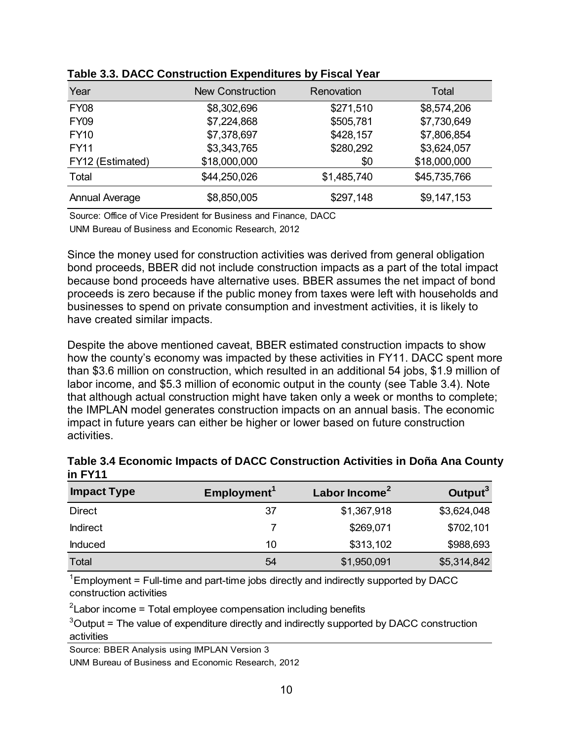**Table 3.3. DACC Construction Expenditures by Fiscal Year**

| Year | New Construction | Renovation | Total |
|---|---|---|---|
| FY08 | $8,302,696 | $271,510 | $8,574,206 |
| FY09 | $7,224,868 | $505,781 | $7,730,649 |
| FY10 | $7,378,697 | $428,157 | $7,806,854 |
| FY11 | $3,343,765 | $280,292 | $3,624,057 |
| FY12 (Estimated) | $18,000,000 | $0 | $18,000,000 |
| Total | $44,250,026 | $1,485,740 | $45,735,766 |
| Annual Average | $8,850,005 | $297,148 | $9,147,153 |

Source: Office of Vice President for Business and Finance, DACC

UNM Bureau of Business and Economic Research, 2012

Since the money used for construction activities was derived from general obligation bond proceeds, BBER did not include construction impacts as a part of the total impact because bond proceeds have alternative uses. BBER assumes the net impact of bond proceeds is zero because if the public money from taxes were left with households and businesses to spend on private consumption and investment activities, it is likely to have created similar impacts.

Despite the above mentioned caveat, BBER estimated construction impacts to show how the county's economy was impacted by these activities in FY11. DACC spent more than $3.6 million on construction, which resulted in an additional 54 jobs, $1.9 million of labor income, and $5.3 million of economic output in the county (see Table 3.4). Note that although actual construction might have taken only a week or months to complete; the IMPLAN model generates construction impacts on an annual basis. The economic impact in future years can either be higher or lower based on future construction activities.

**Table 3.4 Economic Impacts of DACC Construction Activities in Doña Ana County in FY11**

| Impact Type | Employment[1] | Labor Income[2] | Output[3] |
|---|---|---|---|
| Direct | 37 | $1,367,918 | $3,624,048 |
| Indirect | 7 | $269,071 | $702,101 |
| Induced | 10 | $313,102 | $988,693 |
| Total | 54 | $1,950,091 | $5,314,842 |

[1]Employment = Full-time and part-time jobs directly and indirectly supported by DACC construction activities

[2]Labor income = Total employee compensation including benefits

[3]Output = The value of expenditure directly and indirectly supported by DACC construction activities

Source: BBER Analysis using IMPLAN Version 3

UNM Bureau of Business and Economic Research, 2012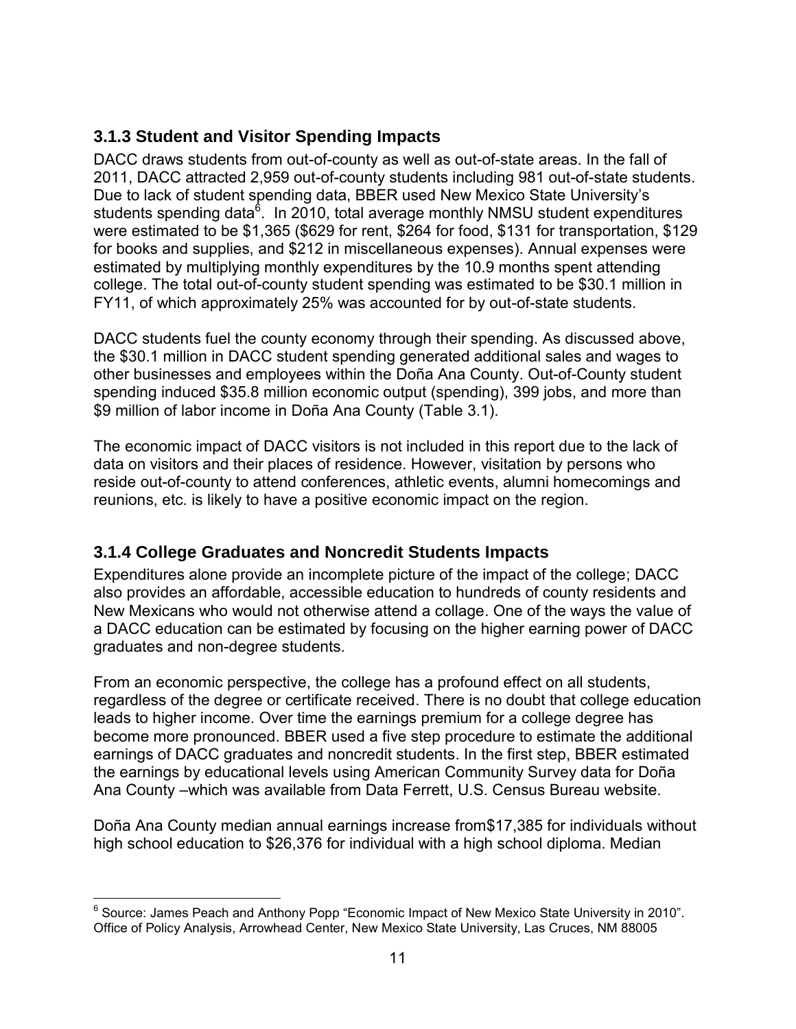### 3.1.3 Student and Visitor Spending Impacts

DACC draws students from out-of-county as well as out-of-state areas. In the fall of 2011, DACC attracted 2,959 out-of-county students including 981 out-of-state students. Due to lack of student spending data, BBER used New Mexico State University's students spending data[6]. In 2010, total average monthly NMSU student expenditures were estimated to be $1,365 ($629 for rent, $264 for food, $131 for transportation, $129 for books and supplies, and $212 in miscellaneous expenses). Annual expenses were estimated by multiplying monthly expenditures by the 10.9 months spent attending college. The total out-of-county student spending was estimated to be $30.1 million in FY11, of which approximately 25% was accounted for by out-of-state students.

DACC students fuel the county economy through their spending. As discussed above, the $30.1 million in DACC student spending generated additional sales and wages to other businesses and employees within the Doña Ana County. Out-of-County student spending induced $35.8 million economic output (spending), 399 jobs, and more than $9 million of labor income in Doña Ana County (Table 3.1).

The economic impact of DACC visitors is not included in this report due to the lack of data on visitors and their places of residence. However, visitation by persons who reside out-of-county to attend conferences, athletic events, alumni homecomings and reunions, etc. is likely to have a positive economic impact on the region.

### 3.1.4 College Graduates and Noncredit Students Impacts

Expenditures alone provide an incomplete picture of the impact of the college; DACC also provides an affordable, accessible education to hundreds of county residents and New Mexicans who would not otherwise attend a collage. One of the ways the value of a DACC education can be estimated by focusing on the higher earning power of DACC graduates and non-degree students.

From an economic perspective, the college has a profound effect on all students, regardless of the degree or certificate received. There is no doubt that college education leads to higher income. Over time the earnings premium for a college degree has become more pronounced. BBER used a five step procedure to estimate the additional earnings of DACC graduates and noncredit students. In the first step, BBER estimated the earnings by educational levels using American Community Survey data for Doña Ana County –which was available from Data Ferrett, U.S. Census Bureau website.

Doña Ana County median annual earnings increase from$17,385 for individuals without high school education to $26,376 for individual with a high school diploma. Median

---

[6] Source: James Peach and Anthony Popp "Economic Impact of New Mexico State University in 2010". Office of Policy Analysis, Arrowhead Center, New Mexico State University, Las Cruces, NM 88005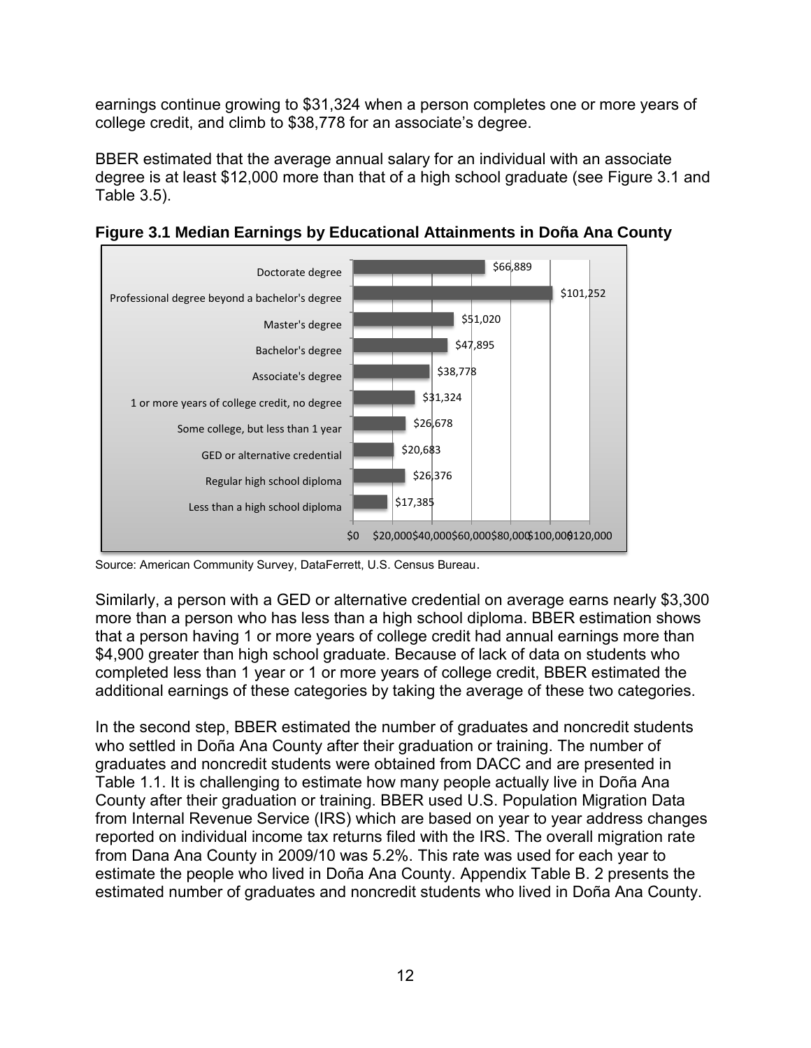earnings continue growing to $31,324 when a person completes one or more years of college credit, and climb to $38,778 for an associate's degree.

BBER estimated that the average annual salary for an individual with an associate degree is at least $12,000 more than that of a high school graduate (see Figure 3.1 and Table 3.5).

**Figure 3.1 Median Earnings by Educational Attainments in Doña Ana County**

| Educational Attainment | Median Earnings |
|---|---|
| Doctorate degree | $66,889 |
| Professional degree beyond a bachelor's degree | $101,252 |
| Master's degree | $51,020 |
| Bachelor's degree | $47,895 |
| Associate's degree | $38,778 |
| 1 or more years of college credit, no degree | $31,324 |
| Some college, but less than 1 year | $26,678 |
| GED or alternative credential | $20,683 |
| Regular high school diploma | $26,376 |
| Less than a high school diploma | $17,385 |

Source: American Community Survey, DataFerrett, U.S. Census Bureau.

Similarly, a person with a GED or alternative credential on average earns nearly $3,300 more than a person who has less than a high school diploma. BBER estimation shows that a person having 1 or more years of college credit had annual earnings more than $4,900 greater than high school graduate. Because of lack of data on students who completed less than 1 year or 1 or more years of college credit, BBER estimated the additional earnings of these categories by taking the average of these two categories.

In the second step, BBER estimated the number of graduates and noncredit students who settled in Doña Ana County after their graduation or training. The number of graduates and noncredit students were obtained from DACC and are presented in Table 1.1. It is challenging to estimate how many people actually live in Doña Ana County after their graduation or training. BBER used U.S. Population Migration Data from Internal Revenue Service (IRS) which are based on year to year address changes reported on individual income tax returns filed with the IRS. The overall migration rate from Dana Ana County in 2009/10 was 5.2%. This rate was used for each year to estimate the people who lived in Doña Ana County. Appendix Table B. 2 presents the estimated number of graduates and noncredit students who lived in Doña Ana County.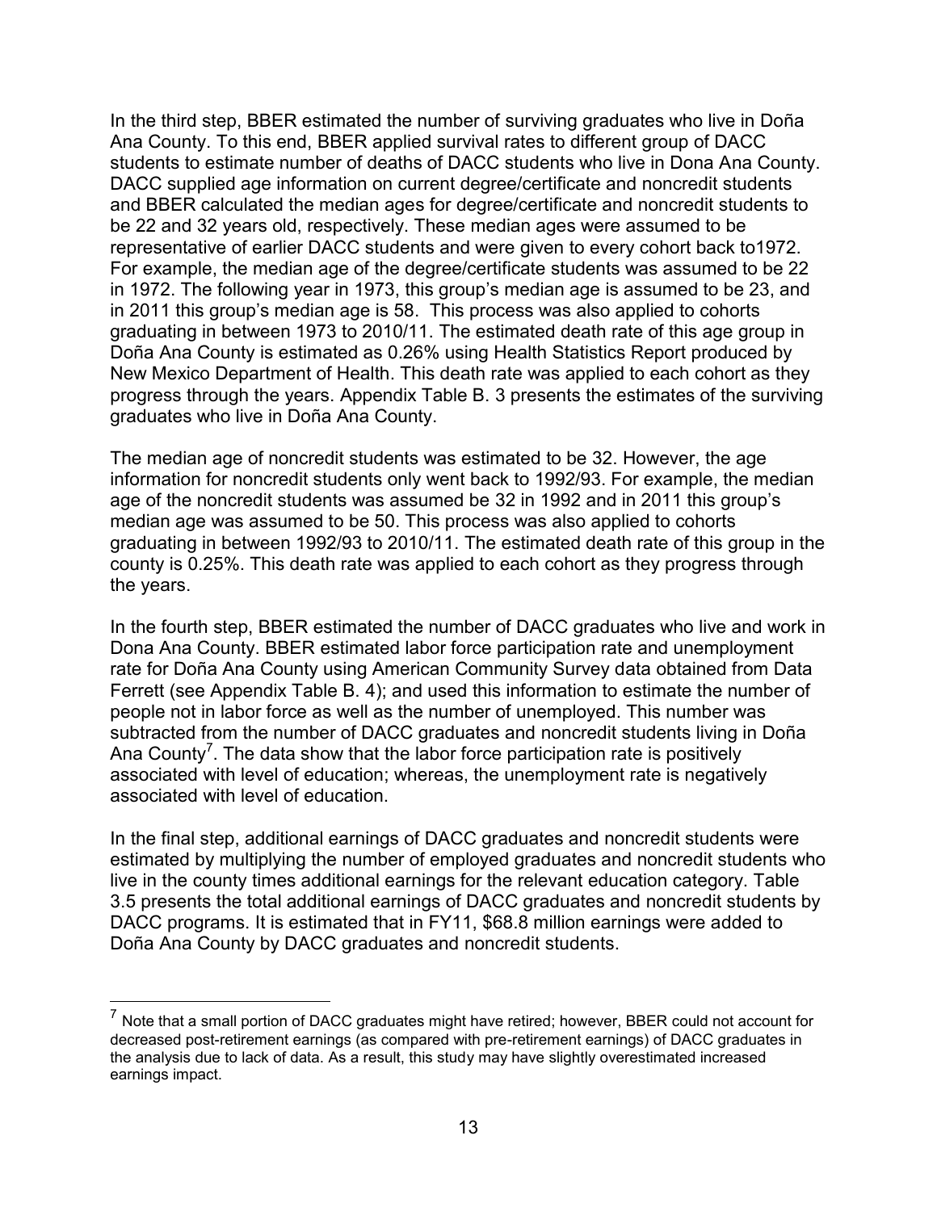In the third step, BBER estimated the number of surviving graduates who live in Doña Ana County. To this end, BBER applied survival rates to different group of DACC students to estimate number of deaths of DACC students who live in Dona Ana County. DACC supplied age information on current degree/certificate and noncredit students and BBER calculated the median ages for degree/certificate and noncredit students to be 22 and 32 years old, respectively. These median ages were assumed to be representative of earlier DACC students and were given to every cohort back to1972. For example, the median age of the degree/certificate students was assumed to be 22 in 1972. The following year in 1973, this group's median age is assumed to be 23, and in 2011 this group's median age is 58. This process was also applied to cohorts graduating in between 1973 to 2010/11. The estimated death rate of this age group in Doña Ana County is estimated as 0.26% using Health Statistics Report produced by New Mexico Department of Health. This death rate was applied to each cohort as they progress through the years. Appendix Table B. 3 presents the estimates of the surviving graduates who live in Doña Ana County.

The median age of noncredit students was estimated to be 32. However, the age information for noncredit students only went back to 1992/93. For example, the median age of the noncredit students was assumed be 32 in 1992 and in 2011 this group's median age was assumed to be 50. This process was also applied to cohorts graduating in between 1992/93 to 2010/11. The estimated death rate of this group in the county is 0.25%. This death rate was applied to each cohort as they progress through the years.

In the fourth step, BBER estimated the number of DACC graduates who live and work in Dona Ana County. BBER estimated labor force participation rate and unemployment rate for Doña Ana County using American Community Survey data obtained from Data Ferrett (see Appendix Table B. 4); and used this information to estimate the number of people not in labor force as well as the number of unemployed. This number was subtracted from the number of DACC graduates and noncredit students living in Doña Ana County[7]. The data show that the labor force participation rate is positively associated with level of education; whereas, the unemployment rate is negatively associated with level of education.

In the final step, additional earnings of DACC graduates and noncredit students were estimated by multiplying the number of employed graduates and noncredit students who live in the county times additional earnings for the relevant education category. Table 3.5 presents the total additional earnings of DACC graduates and noncredit students by DACC programs. It is estimated that in FY11, \$68.8 million earnings were added to Doña Ana County by DACC graduates and noncredit students.

---

[7] Note that a small portion of DACC graduates might have retired; however, BBER could not account for decreased post-retirement earnings (as compared with pre-retirement earnings) of DACC graduates in the analysis due to lack of data. As a result, this study may have slightly overestimated increased earnings impact.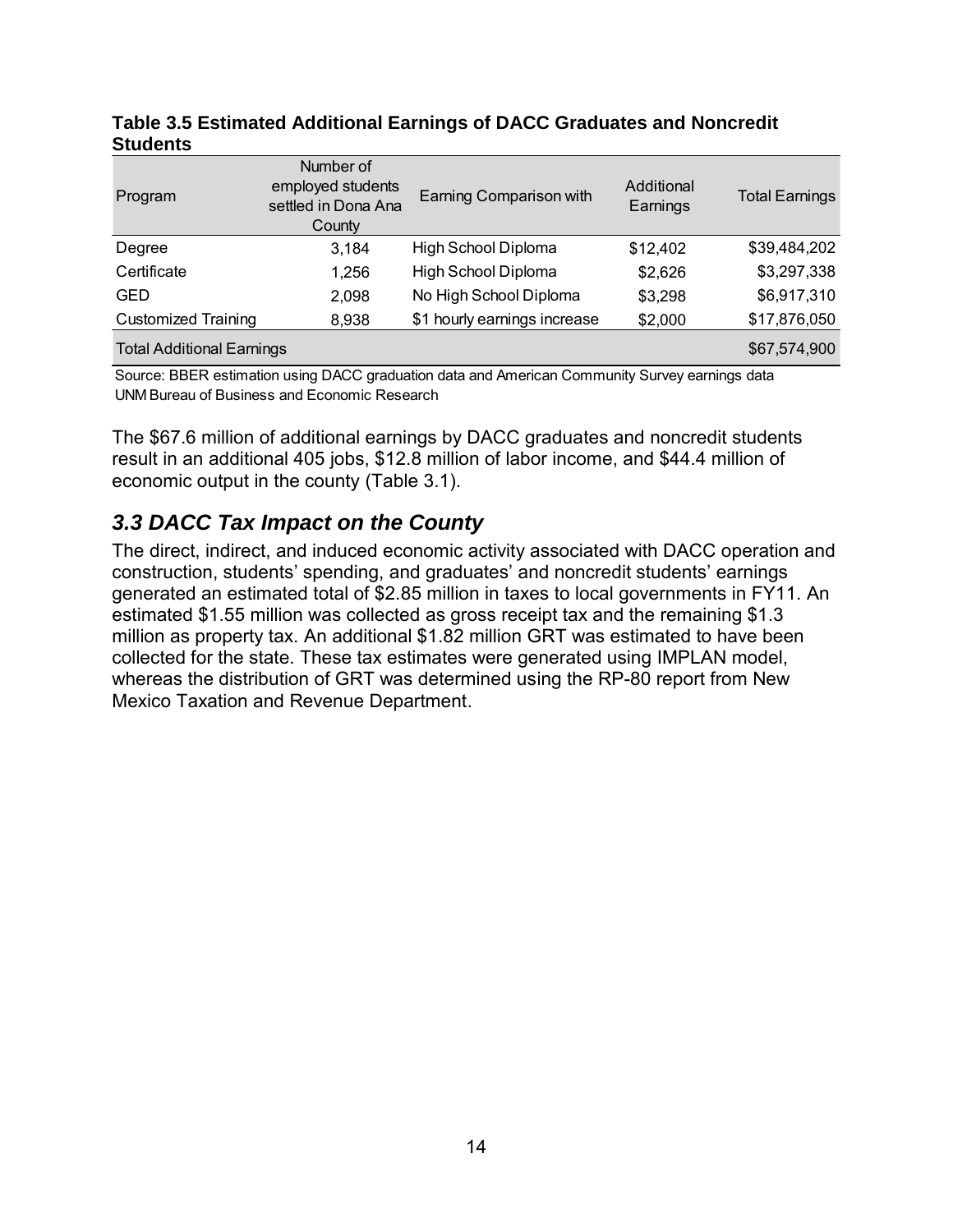**Table 3.5 Estimated Additional Earnings of DACC Graduates and Noncredit Students**

| Program | Number of employed students settled in Dona Ana County | Earning Comparison with | Additional Earnings | Total Earnings |
|---|---|---|---|---|
| Degree | 3,184 | High School Diploma | \$12,402 | \$39,484,202 |
| Certificate | 1,256 | High School Diploma | \$2,626 | \$3,297,338 |
| GED | 2,098 | No High School Diploma | \$3,298 | \$6,917,310 |
| Customized Training | 8,938 | \$1 hourly earnings increase | \$2,000 | \$17,876,050 |
| Total Additional Earnings | | | | \$67,574,900 |

Source: BBER estimation using DACC graduation data and American Community Survey earnings data
UNM Bureau of Business and Economic Research

The \$67.6 million of additional earnings by DACC graduates and noncredit students result in an additional 405 jobs, \$12.8 million of labor income, and \$44.4 million of economic output in the county (Table 3.1).

## *3.3 DACC Tax Impact on the County*

The direct, indirect, and induced economic activity associated with DACC operation and construction, students' spending, and graduates' and noncredit students' earnings generated an estimated total of \$2.85 million in taxes to local governments in FY11. An estimated \$1.55 million was collected as gross receipt tax and the remaining \$1.3 million as property tax. An additional \$1.82 million GRT was estimated to have been collected for the state. These tax estimates were generated using IMPLAN model, whereas the distribution of GRT was determined using the RP-80 report from New Mexico Taxation and Revenue Department.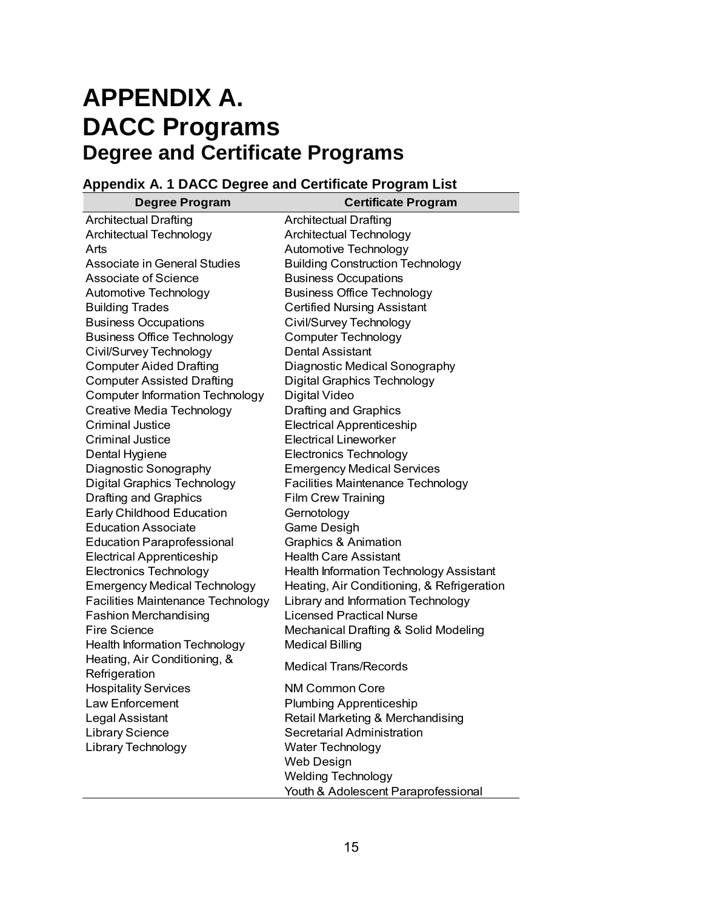# APPENDIX A.
# DACC Programs
## Degree and Certificate Programs

### Appendix A. 1 DACC Degree and Certificate Program List

| Degree Program | Certificate Program |
|---|---|
| Architectual Drafting | Architectual Drafting |
| Architectual Technology | Architectual Technology |
| Arts | Automotive Technology |
| Associate in General Studies | Building Construction Technology |
| Associate of Science | Business Occupations |
| Automotive Technology | Business Office Technology |
| Building Trades | Certified Nursing Assistant |
| Business Occupations | Civil/Survey Technology |
| Business Office Technology | Computer Technology |
| Civil/Survey Technology | Dental Assistant |
| Computer Aided Drafting | Diagnostic Medical Sonography |
| Computer Assisted Drafting | Digital Graphics Technology |
| Computer Information Technology | Digital Video |
| Creative Media Technology | Drafting and Graphics |
| Criminal Justice | Electrical Apprenticeship |
| Criminal Justice | Electrical Lineworker |
| Dental Hygiene | Electronics Technology |
| Diagnostic Sonography | Emergency Medical Services |
| Digital Graphics Technology | Facilities Maintenance Technology |
| Drafting and Graphics | Film Crew Training |
| Early Childhood Education | Gernotology |
| Education Associate | Game Desigh |
| Education Paraprofessional | Graphics & Animation |
| Electrical Apprenticeship | Health Care Assistant |
| Electronics Technology | Health Information Technology Assistant |
| Emergency Medical Technology | Heating, Air Conditioning, & Refrigeration |
| Facilities Maintenance Technology | Library and Information Technology |
| Fashion Merchandising | Licensed Practical Nurse |
| Fire Science | Mechanical Drafting & Solid Modeling |
| Health Information Technology | Medical Billing |
| Heating, Air Conditioning, & Refrigeration | Medical Trans/Records |
| Hospitality Services | NM Common Core |
| Law Enforcement | Plumbing Apprenticeship |
| Legal Assistant | Retail Marketing & Merchandising |
| Library Science | Secretarial Administration |
| Library Technology | Water Technology |
| | Web Design |
| | Welding Technology |
| | Youth & Adolescent Paraprofessional |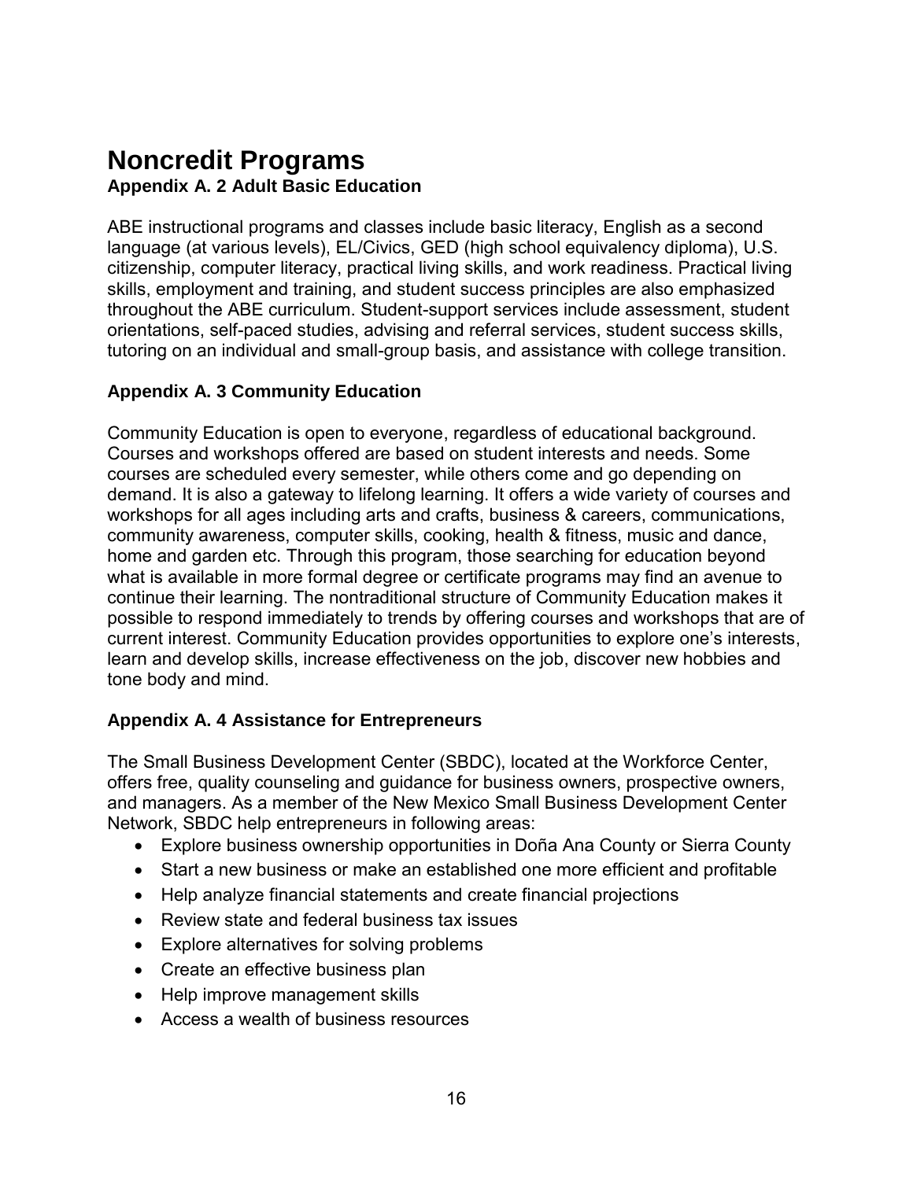# Noncredit Programs

### Appendix A. 2 Adult Basic Education

ABE instructional programs and classes include basic literacy, English as a second language (at various levels), EL/Civics, GED (high school equivalency diploma), U.S. citizenship, computer literacy, practical living skills, and work readiness. Practical living skills, employment and training, and student success principles are also emphasized throughout the ABE curriculum. Student-support services include assessment, student orientations, self-paced studies, advising and referral services, student success skills, tutoring on an individual and small-group basis, and assistance with college transition.

### Appendix A. 3 Community Education

Community Education is open to everyone, regardless of educational background. Courses and workshops offered are based on student interests and needs. Some courses are scheduled every semester, while others come and go depending on demand. It is also a gateway to lifelong learning. It offers a wide variety of courses and workshops for all ages including arts and crafts, business & careers, communications, community awareness, computer skills, cooking, health & fitness, music and dance, home and garden etc. Through this program, those searching for education beyond what is available in more formal degree or certificate programs may find an avenue to continue their learning. The nontraditional structure of Community Education makes it possible to respond immediately to trends by offering courses and workshops that are of current interest. Community Education provides opportunities to explore one's interests, learn and develop skills, increase effectiveness on the job, discover new hobbies and tone body and mind.

### Appendix A. 4 Assistance for Entrepreneurs

The Small Business Development Center (SBDC), located at the Workforce Center, offers free, quality counseling and guidance for business owners, prospective owners, and managers. As a member of the New Mexico Small Business Development Center Network, SBDC help entrepreneurs in following areas:

- Explore business ownership opportunities in Doña Ana County or Sierra County
- Start a new business or make an established one more efficient and profitable
- Help analyze financial statements and create financial projections
- Review state and federal business tax issues
- Explore alternatives for solving problems
- Create an effective business plan
- Help improve management skills
- Access a wealth of business resources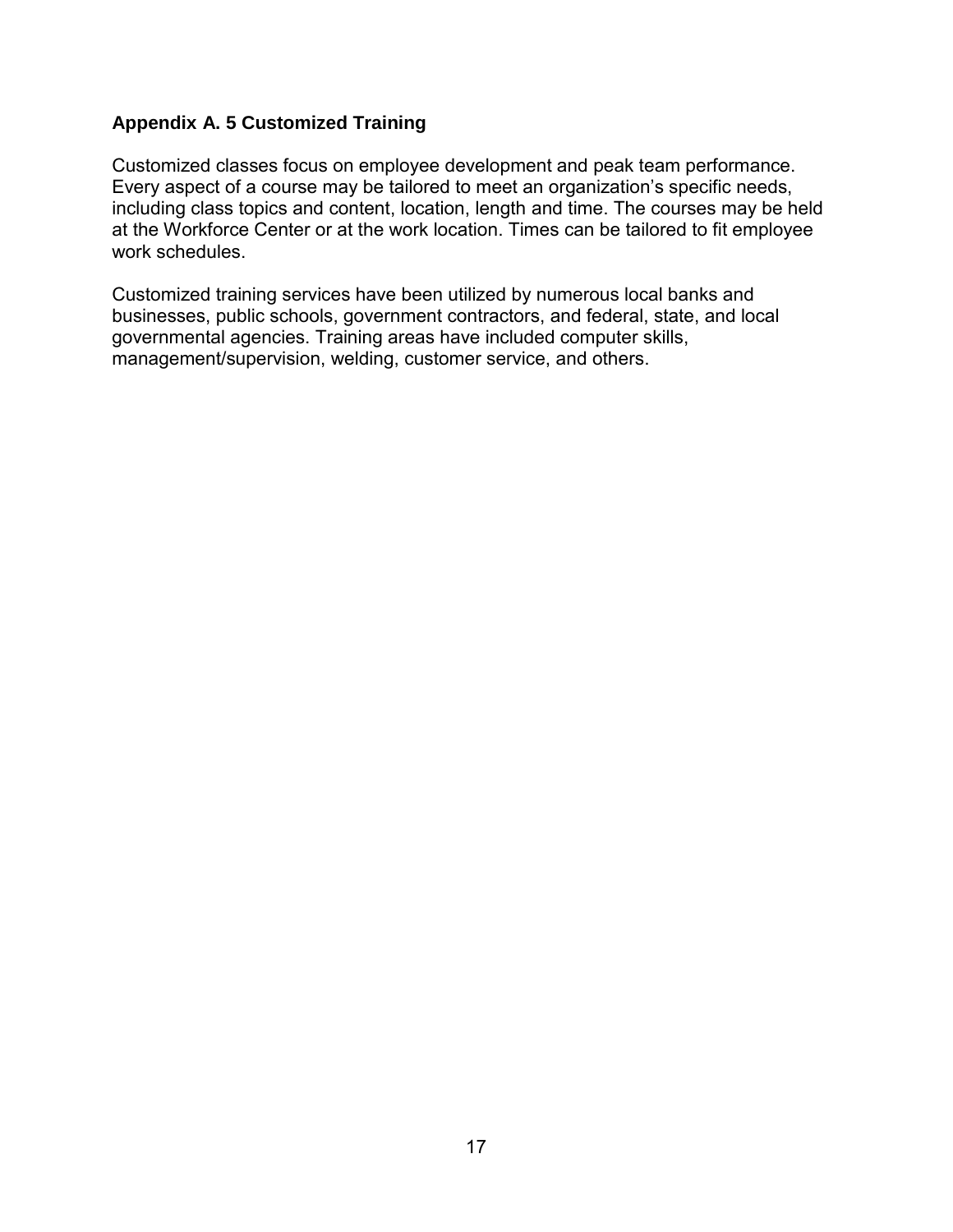## Appendix A. 5 Customized Training

Customized classes focus on employee development and peak team performance. Every aspect of a course may be tailored to meet an organization's specific needs, including class topics and content, location, length and time. The courses may be held at the Workforce Center or at the work location. Times can be tailored to fit employee work schedules.

Customized training services have been utilized by numerous local banks and businesses, public schools, government contractors, and federal, state, and local governmental agencies. Training areas have included computer skills, management/supervision, welding, customer service, and others.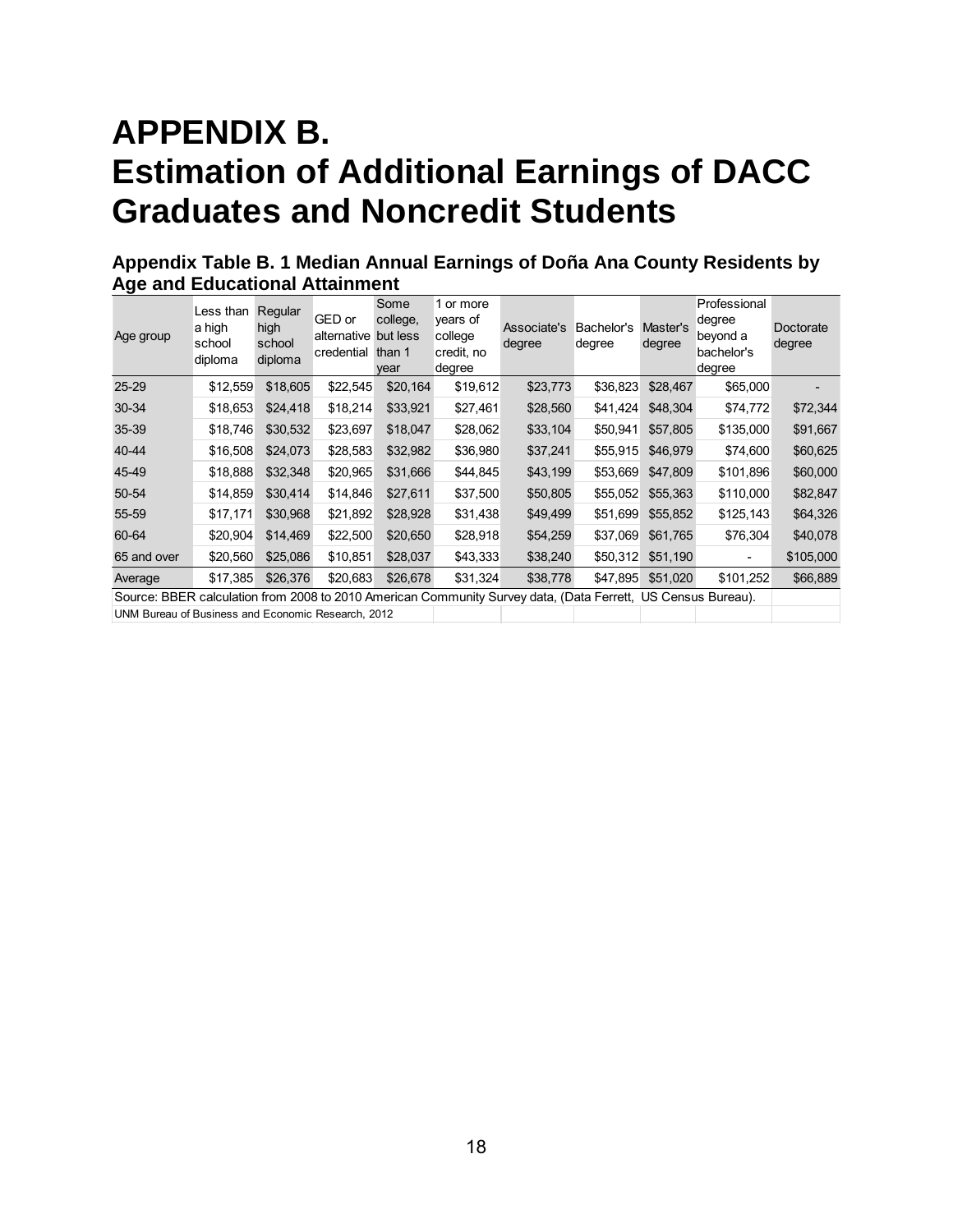# APPENDIX B. Estimation of Additional Earnings of DACC Graduates and Noncredit Students

### Appendix Table B. 1 Median Annual Earnings of Doña Ana County Residents by Age and Educational Attainment

| Age group | Less than a high school diploma | Regular high school diploma | GED or alternative credential | Some college, but less than 1 year | 1 or more years of college credit, no degree | Associate's degree | Bachelor's degree | Master's degree | Professional degree beyond a bachelor's degree | Doctorate degree |
|---|---|---|---|---|---|---|---|---|---|---|
| 25-29 | $12,559 | $18,605 | $22,545 | $20,164 | $19,612 | $23,773 | $36,823 | $28,467 | $65,000 | - |
| 30-34 | $18,653 | $24,418 | $18,214 | $33,921 | $27,461 | $28,560 | $41,424 | $48,304 | $74,772 | $72,344 |
| 35-39 | $18,746 | $30,532 | $23,697 | $18,047 | $28,062 | $33,104 | $50,941 | $57,805 | $135,000 | $91,667 |
| 40-44 | $16,508 | $24,073 | $28,583 | $32,982 | $36,980 | $37,241 | $55,915 | $46,979 | $74,600 | $60,625 |
| 45-49 | $18,888 | $32,348 | $20,965 | $31,666 | $44,845 | $43,199 | $53,669 | $47,809 | $101,896 | $60,000 |
| 50-54 | $14,859 | $30,414 | $14,846 | $27,611 | $37,500 | $50,805 | $55,052 | $55,363 | $110,000 | $82,847 |
| 55-59 | $17,171 | $30,968 | $21,892 | $28,928 | $31,438 | $49,499 | $51,699 | $55,852 | $125,143 | $64,326 |
| 60-64 | $20,904 | $14,469 | $22,500 | $20,650 | $28,918 | $54,259 | $37,069 | $61,765 | $76,304 | $40,078 |
| 65 and over | $20,560 | $25,086 | $10,851 | $28,037 | $43,333 | $38,240 | $50,312 | $51,190 | - | $105,000 |
| Average | $17,385 | $26,376 | $20,683 | $26,678 | $31,324 | $38,778 | $47,895 | $51,020 | $101,252 | $66,889 |

Source: BBER calculation from 2008 to 2010 American Community Survey data, (Data Ferrett, US Census Bureau).

UNM Bureau of Business and Economic Research, 2012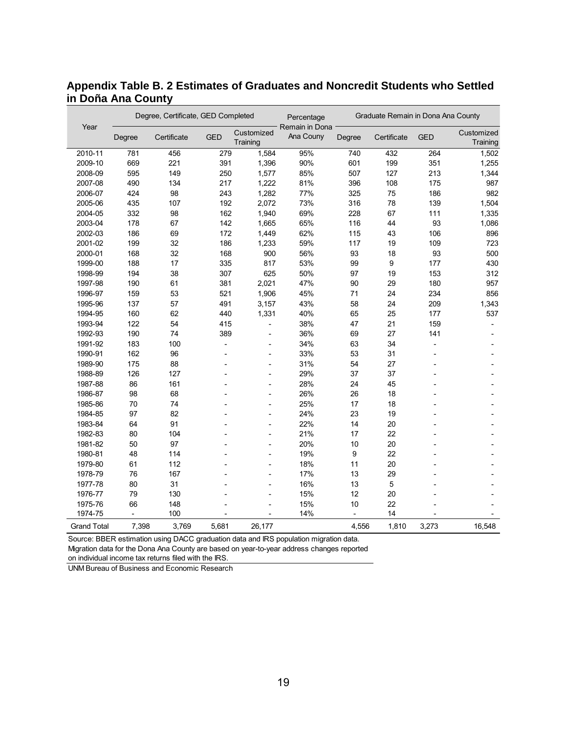## Appendix Table B. 2 Estimates of Graduates and Noncredit Students who Settled in Doña Ana County

| Year | Degree, Certificate, GED Completed | | | | Percentage Remain in Dona Ana Couny | Graduate Remain in Dona Ana County | | | |
|---|---|---|---|---|---|---|---|---|---|
| | Degree | Certificate | GED | Customized Training | | Degree | Certificate | GED | Customized Training |
| 2010-11 | 781 | 456 | 279 | 1,584 | 95% | 740 | 432 | 264 | 1,502 |
| 2009-10 | 669 | 221 | 391 | 1,396 | 90% | 601 | 199 | 351 | 1,255 |
| 2008-09 | 595 | 149 | 250 | 1,577 | 85% | 507 | 127 | 213 | 1,344 |
| 2007-08 | 490 | 134 | 217 | 1,222 | 81% | 396 | 108 | 175 | 987 |
| 2006-07 | 424 | 98 | 243 | 1,282 | 77% | 325 | 75 | 186 | 982 |
| 2005-06 | 435 | 107 | 192 | 2,072 | 73% | 316 | 78 | 139 | 1,504 |
| 2004-05 | 332 | 98 | 162 | 1,940 | 69% | 228 | 67 | 111 | 1,335 |
| 2003-04 | 178 | 67 | 142 | 1,665 | 65% | 116 | 44 | 93 | 1,086 |
| 2002-03 | 186 | 69 | 172 | 1,449 | 62% | 115 | 43 | 106 | 896 |
| 2001-02 | 199 | 32 | 186 | 1,233 | 59% | 117 | 19 | 109 | 723 |
| 2000-01 | 168 | 32 | 168 | 900 | 56% | 93 | 18 | 93 | 500 |
| 1999-00 | 188 | 17 | 335 | 817 | 53% | 99 | 9 | 177 | 430 |
| 1998-99 | 194 | 38 | 307 | 625 | 50% | 97 | 19 | 153 | 312 |
| 1997-98 | 190 | 61 | 381 | 2,021 | 47% | 90 | 29 | 180 | 957 |
| 1996-97 | 159 | 53 | 521 | 1,906 | 45% | 71 | 24 | 234 | 856 |
| 1995-96 | 137 | 57 | 491 | 3,157 | 43% | 58 | 24 | 209 | 1,343 |
| 1994-95 | 160 | 62 | 440 | 1,331 | 40% | 65 | 25 | 177 | 537 |
| 1993-94 | 122 | 54 | 415 | - | 38% | 47 | 21 | 159 | - |
| 1992-93 | 190 | 74 | 389 | - | 36% | 69 | 27 | 141 | - |
| 1991-92 | 183 | 100 | - | - | 34% | 63 | 34 | - | - |
| 1990-91 | 162 | 96 | - | - | 33% | 53 | 31 | - | - |
| 1989-90 | 175 | 88 | - | - | 31% | 54 | 27 | - | - |
| 1988-89 | 126 | 127 | - | - | 29% | 37 | 37 | - | - |
| 1987-88 | 86 | 161 | - | - | 28% | 24 | 45 | - | - |
| 1986-87 | 98 | 68 | - | - | 26% | 26 | 18 | - | - |
| 1985-86 | 70 | 74 | - | - | 25% | 17 | 18 | - | - |
| 1984-85 | 97 | 82 | - | - | 24% | 23 | 19 | - | - |
| 1983-84 | 64 | 91 | - | - | 22% | 14 | 20 | - | - |
| 1982-83 | 80 | 104 | - | - | 21% | 17 | 22 | - | - |
| 1981-82 | 50 | 97 | - | - | 20% | 10 | 20 | - | - |
| 1980-81 | 48 | 114 | - | - | 19% | 9 | 22 | - | - |
| 1979-80 | 61 | 112 | - | - | 18% | 11 | 20 | - | - |
| 1978-79 | 76 | 167 | - | - | 17% | 13 | 29 | - | - |
| 1977-78 | 80 | 31 | - | - | 16% | 13 | 5 | - | - |
| 1976-77 | 79 | 130 | - | - | 15% | 12 | 20 | - | - |
| 1975-76 | 66 | 148 | - | - | 15% | 10 | 22 | - | - |
| 1974-75 | - | 100 | - | - | 14% | - | 14 | - | - |
| Grand Total | 7,398 | 3,769 | 5,681 | 26,177 | | 4,556 | 1,810 | 3,273 | 16,548 |

Source: BBER estimation using DACC graduation data and IRS population migration data.
Migration data for the Dona Ana County are based on year-to-year address changes reported on individual income tax returns filed with the IRS.

UNM Bureau of Business and Economic Research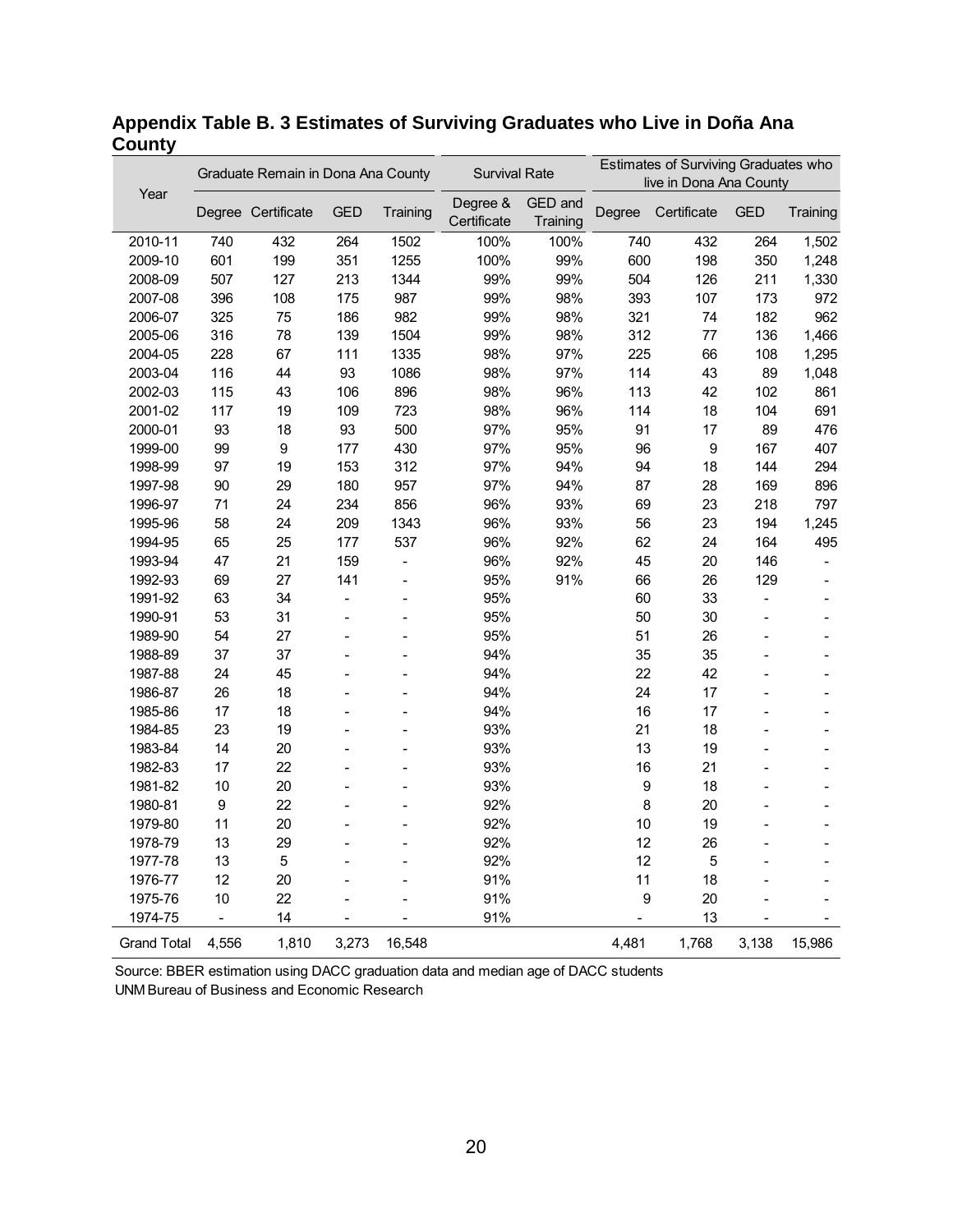**Appendix Table B. 3 Estimates of Surviving Graduates who Live in Doña Ana County**

| Year | Graduate Remain in Dona Ana County | | | | Survival Rate | | Estimates of Surviving Graduates who live in Dona Ana County | | | |
|---|---|---|---|---|---|---|---|---|---|---|
| | Degree | Certificate | GED | Training | Degree & Certificate | GED and Training | Degree | Certificate | GED | Training |
| 2010-11 | 740 | 432 | 264 | 1502 | 100% | 100% | 740 | 432 | 264 | 1,502 |
| 2009-10 | 601 | 199 | 351 | 1255 | 100% | 99% | 600 | 198 | 350 | 1,248 |
| 2008-09 | 507 | 127 | 213 | 1344 | 99% | 99% | 504 | 126 | 211 | 1,330 |
| 2007-08 | 396 | 108 | 175 | 987 | 99% | 98% | 393 | 107 | 173 | 972 |
| 2006-07 | 325 | 75 | 186 | 982 | 99% | 98% | 321 | 74 | 182 | 962 |
| 2005-06 | 316 | 78 | 139 | 1504 | 99% | 98% | 312 | 77 | 136 | 1,466 |
| 2004-05 | 228 | 67 | 111 | 1335 | 98% | 97% | 225 | 66 | 108 | 1,295 |
| 2003-04 | 116 | 44 | 93 | 1086 | 98% | 97% | 114 | 43 | 89 | 1,048 |
| 2002-03 | 115 | 43 | 106 | 896 | 98% | 96% | 113 | 42 | 102 | 861 |
| 2001-02 | 117 | 19 | 109 | 723 | 98% | 96% | 114 | 18 | 104 | 691 |
| 2000-01 | 93 | 18 | 93 | 500 | 97% | 95% | 91 | 17 | 89 | 476 |
| 1999-00 | 99 | 9 | 177 | 430 | 97% | 95% | 96 | 9 | 167 | 407 |
| 1998-99 | 97 | 19 | 153 | 312 | 97% | 94% | 94 | 18 | 144 | 294 |
| 1997-98 | 90 | 29 | 180 | 957 | 97% | 94% | 87 | 28 | 169 | 896 |
| 1996-97 | 71 | 24 | 234 | 856 | 96% | 93% | 69 | 23 | 218 | 797 |
| 1995-96 | 58 | 24 | 209 | 1343 | 96% | 93% | 56 | 23 | 194 | 1,245 |
| 1994-95 | 65 | 25 | 177 | 537 | 96% | 92% | 62 | 24 | 164 | 495 |
| 1993-94 | 47 | 21 | 159 | - | 96% | 92% | 45 | 20 | 146 | - |
| 1992-93 | 69 | 27 | 141 | - | 95% | 91% | 66 | 26 | 129 | - |
| 1991-92 | 63 | 34 | - | - | 95% | | 60 | 33 | - | - |
| 1990-91 | 53 | 31 | - | - | 95% | | 50 | 30 | - | - |
| 1989-90 | 54 | 27 | - | - | 95% | | 51 | 26 | - | - |
| 1988-89 | 37 | 37 | - | - | 94% | | 35 | 35 | - | - |
| 1987-88 | 24 | 45 | - | - | 94% | | 22 | 42 | - | - |
| 1986-87 | 26 | 18 | - | - | 94% | | 24 | 17 | - | - |
| 1985-86 | 17 | 18 | - | - | 94% | | 16 | 17 | - | - |
| 1984-85 | 23 | 19 | - | - | 93% | | 21 | 18 | - | - |
| 1983-84 | 14 | 20 | - | - | 93% | | 13 | 19 | - | - |
| 1982-83 | 17 | 22 | - | - | 93% | | 16 | 21 | - | - |
| 1981-82 | 10 | 20 | - | - | 93% | | 9 | 18 | - | - |
| 1980-81 | 9 | 22 | - | - | 92% | | 8 | 20 | - | - |
| 1979-80 | 11 | 20 | - | - | 92% | | 10 | 19 | - | - |
| 1978-79 | 13 | 29 | - | - | 92% | | 12 | 26 | - | - |
| 1977-78 | 13 | 5 | - | - | 92% | | 12 | 5 | - | - |
| 1976-77 | 12 | 20 | - | - | 91% | | 11 | 18 | - | - |
| 1975-76 | 10 | 22 | - | - | 91% | | 9 | 20 | - | - |
| 1974-75 | - | 14 | - | - | 91% | | - | 13 | - | - |
| Grand Total | 4,556 | 1,810 | 3,273 | 16,548 | | | 4,481 | 1,768 | 3,138 | 15,986 |

Source: BBER estimation using DACC graduation data and median age of DACC students
UNM Bureau of Business and Economic Research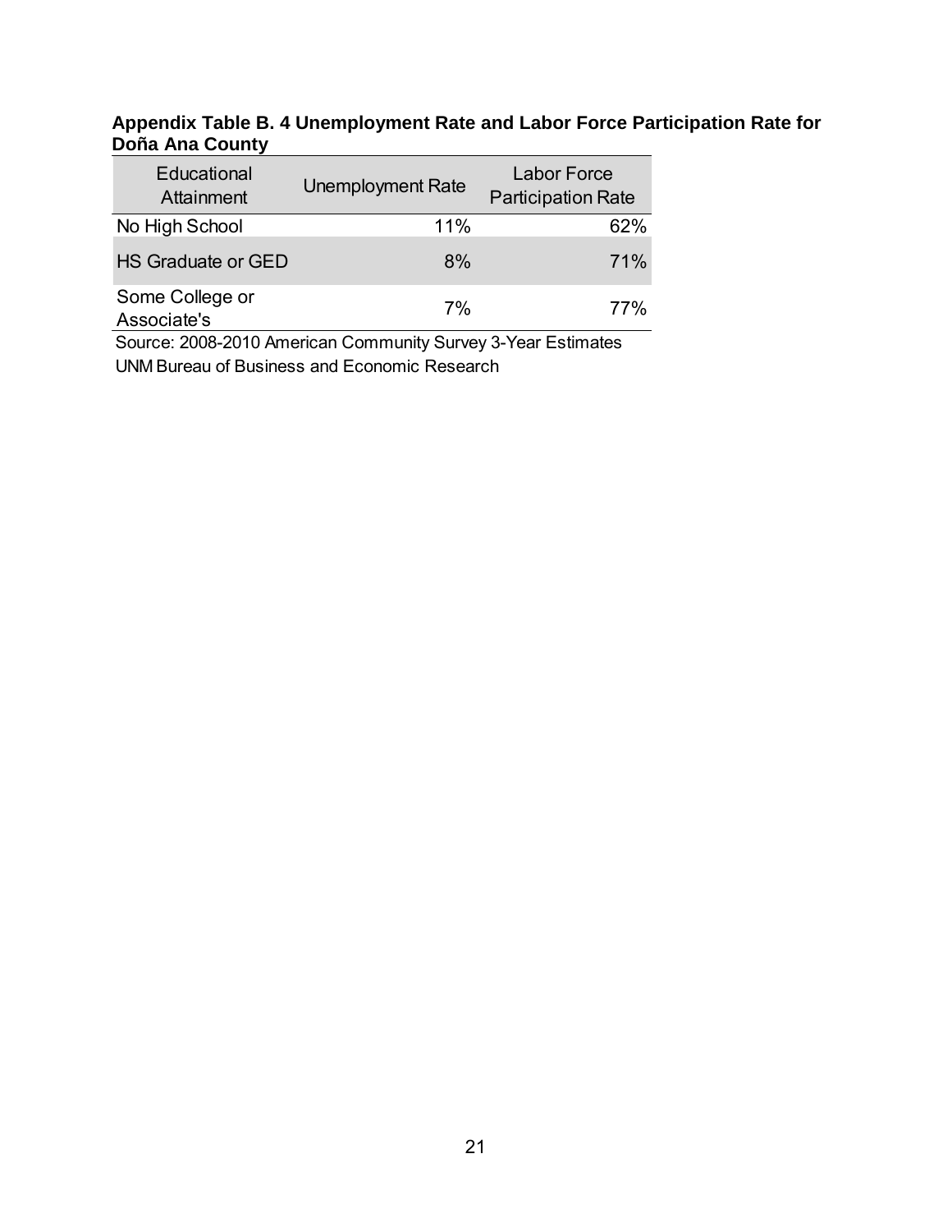**Appendix Table B. 4 Unemployment Rate and Labor Force Participation Rate for Doña Ana County**

| Educational Attainment | Unemployment Rate | Labor Force Participation Rate |
|---|---|---|
| No High School | 11% | 62% |
| HS Graduate or GED | 8% | 71% |
| Some College or Associate's | 7% | 77% |

Source: 2008-2010 American Community Survey 3-Year Estimates
UNM Bureau of Business and Economic Research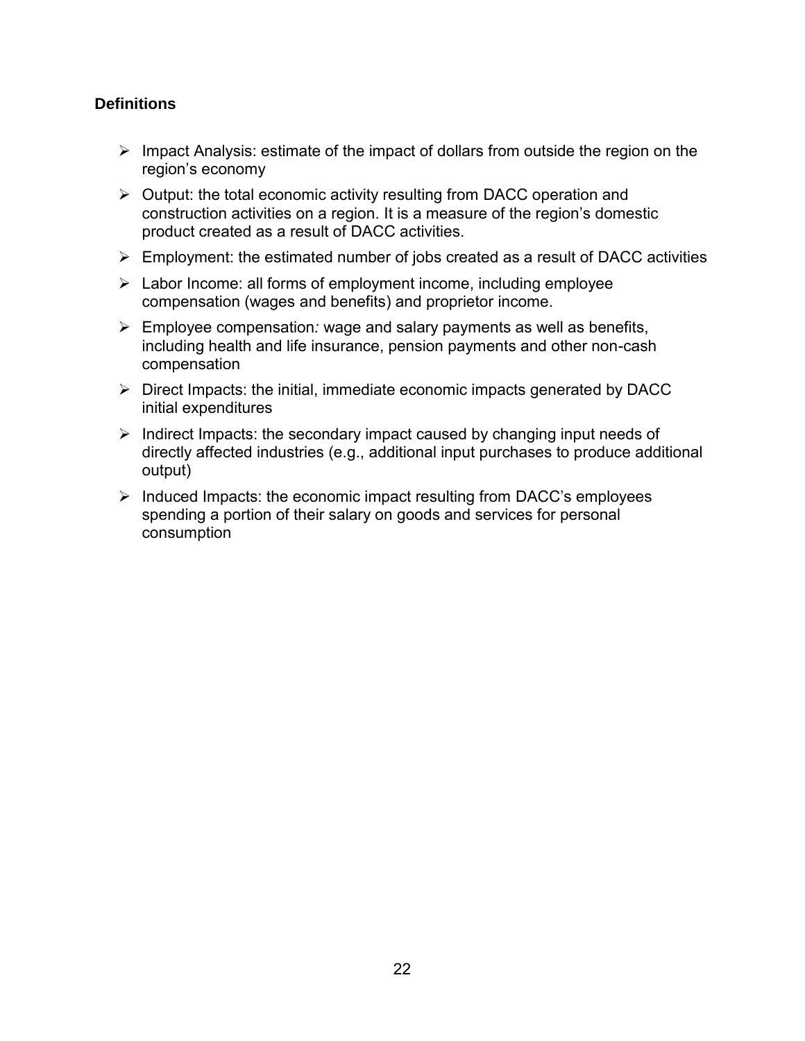**Definitions**

- Impact Analysis: estimate of the impact of dollars from outside the region on the region's economy
- Output: the total economic activity resulting from DACC operation and construction activities on a region. It is a measure of the region's domestic product created as a result of DACC activities.
- Employment: the estimated number of jobs created as a result of DACC activities
- Labor Income: all forms of employment income, including employee compensation (wages and benefits) and proprietor income.
- Employee compensation*:* wage and salary payments as well as benefits, including health and life insurance, pension payments and other non-cash compensation
- Direct Impacts: the initial, immediate economic impacts generated by DACC initial expenditures
- Indirect Impacts: the secondary impact caused by changing input needs of directly affected industries (e.g., additional input purchases to produce additional output)
- Induced Impacts: the economic impact resulting from DACC's employees spending a portion of their salary on goods and services for personal consumption